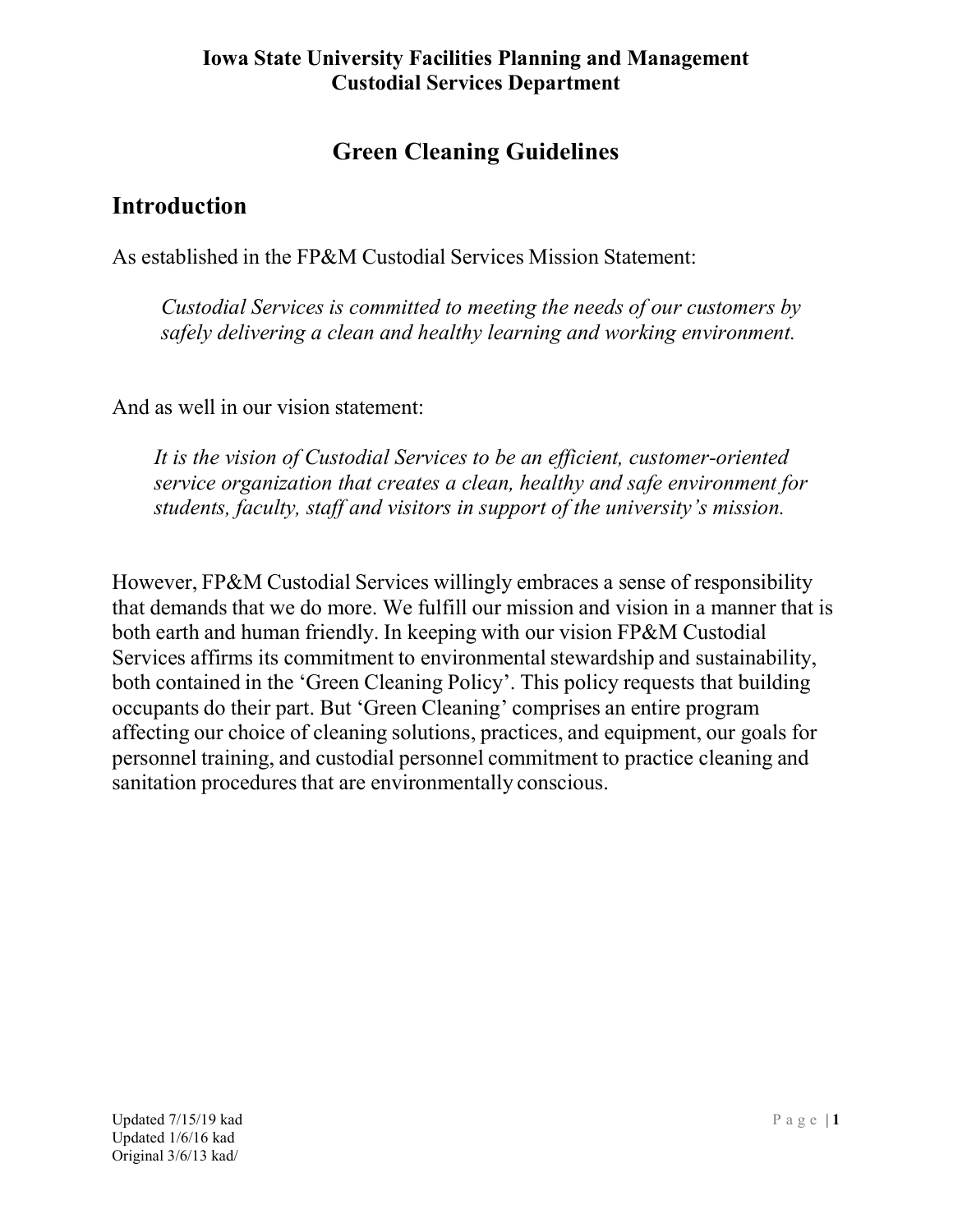**Iowa State University Facilities Planning and Management**
**Custodial Services Department**

# Green Cleaning Guidelines

## Introduction

As established in the FP&M Custodial Services Mission Statement:

> *Custodial Services is committed to meeting the needs of our customers by safely delivering a clean and healthy learning and working environment.*

And as well in our vision statement:

> *It is the vision of Custodial Services to be an efficient, customer-oriented service organization that creates a clean, healthy and safe environment for students, faculty, staff and visitors in support of the university's mission.*

However, FP&M Custodial Services willingly embraces a sense of responsibility that demands that we do more. We fulfill our mission and vision in a manner that is both earth and human friendly. In keeping with our vision FP&M Custodial Services affirms its commitment to environmental stewardship and sustainability, both contained in the 'Green Cleaning Policy'. This policy requests that building occupants do their part. But 'Green Cleaning' comprises an entire program affecting our choice of cleaning solutions, practices, and equipment, our goals for personnel training, and custodial personnel commitment to practice cleaning and sanitation procedures that are environmentally conscious.

Updated 7/15/19 kad
Updated 1/6/16 kad
Original 3/6/13 kad/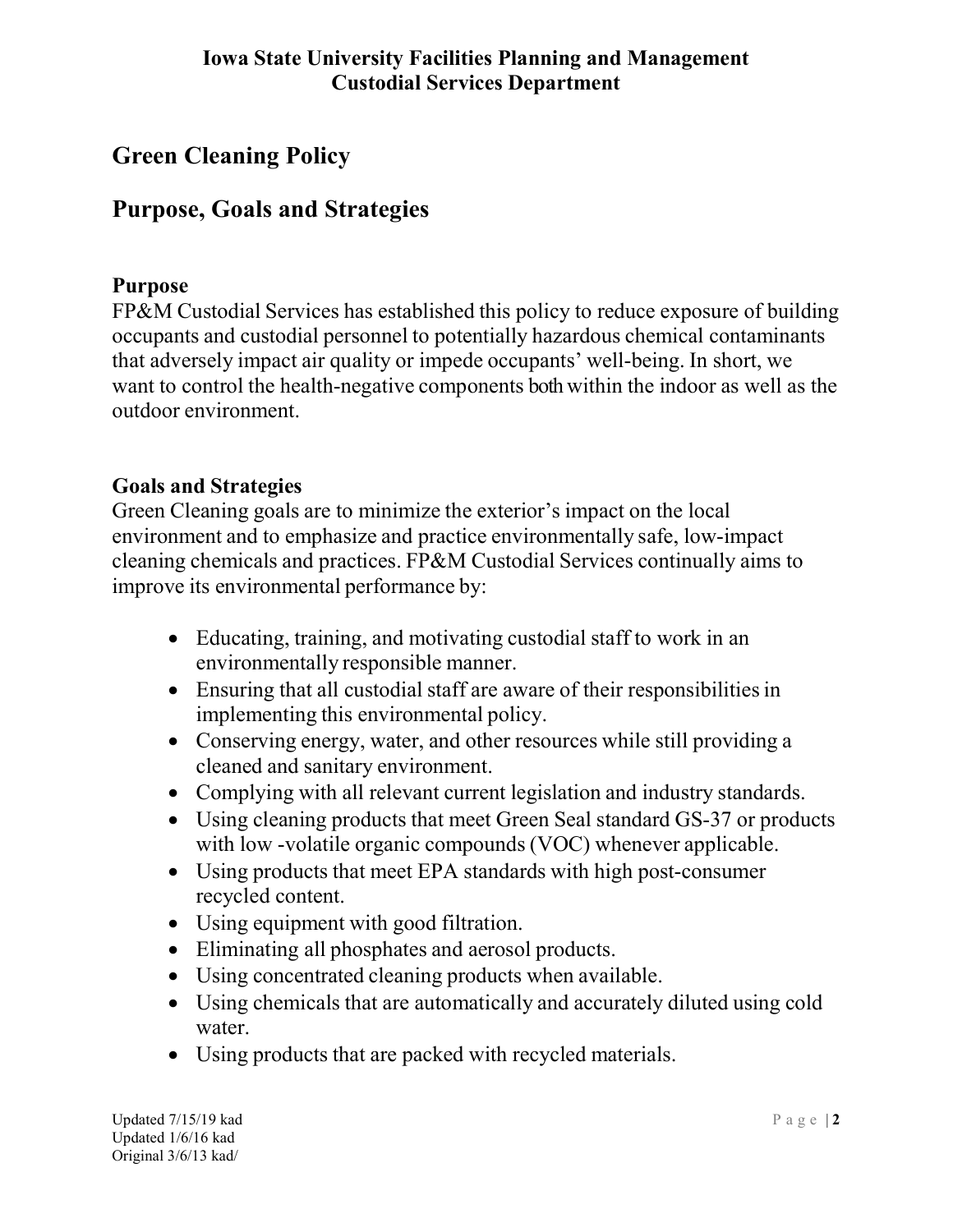# Green Cleaning Policy

## Purpose, Goals and Strategies

### Purpose

FP&M Custodial Services has established this policy to reduce exposure of building occupants and custodial personnel to potentially hazardous chemical contaminants that adversely impact air quality or impede occupants' well-being. In short, we want to control the health-negative components both within the indoor as well as the outdoor environment.

### Goals and Strategies

Green Cleaning goals are to minimize the exterior's impact on the local environment and to emphasize and practice environmentally safe, low-impact cleaning chemicals and practices. FP&M Custodial Services continually aims to improve its environmental performance by:

- Educating, training, and motivating custodial staff to work in an environmentally responsible manner.
- Ensuring that all custodial staff are aware of their responsibilities in implementing this environmental policy.
- Conserving energy, water, and other resources while still providing a cleaned and sanitary environment.
- Complying with all relevant current legislation and industry standards.
- Using cleaning products that meet Green Seal standard GS-37 or products with low -volatile organic compounds (VOC) whenever applicable.
- Using products that meet EPA standards with high post-consumer recycled content.
- Using equipment with good filtration.
- Eliminating all phosphates and aerosol products.
- Using concentrated cleaning products when available.
- Using chemicals that are automatically and accurately diluted using cold water.
- Using products that are packed with recycled materials.

Updated 7/15/19 kad
Updated 1/6/16 kad
Original 3/6/13 kad/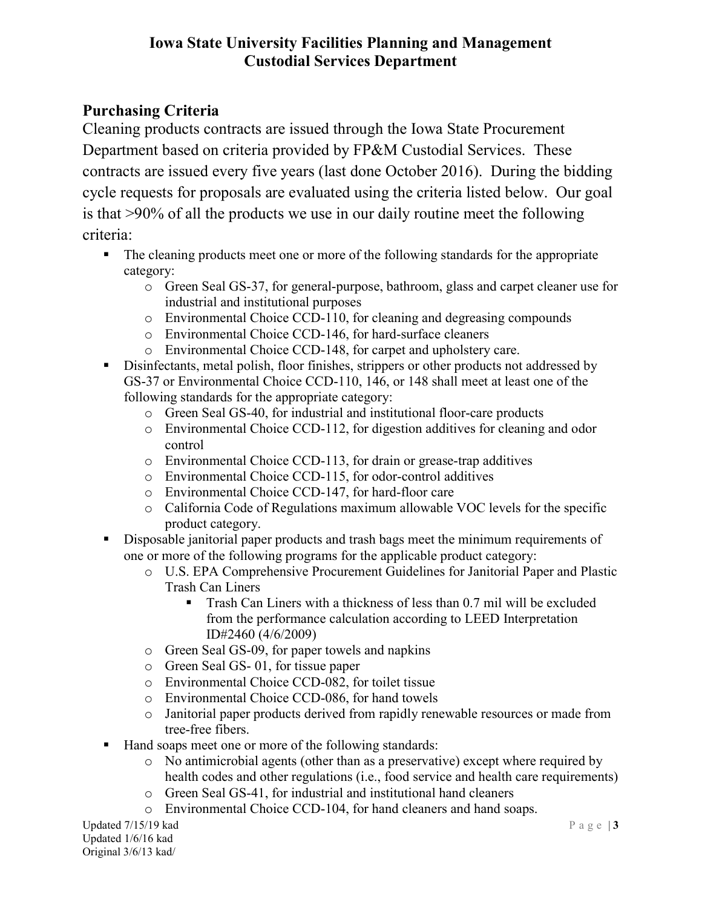# Iowa State University Facilities Planning and Management
# Custodial Services Department

## Purchasing Criteria

Cleaning products contracts are issued through the Iowa State Procurement Department based on criteria provided by FP&M Custodial Services. These contracts are issued every five years (last done October 2016). During the bidding cycle requests for proposals are evaluated using the criteria listed below. Our goal is that >90% of all the products we use in our daily routine meet the following criteria:

- The cleaning products meet one or more of the following standards for the appropriate category:
  - Green Seal GS-37, for general-purpose, bathroom, glass and carpet cleaner use for industrial and institutional purposes
  - Environmental Choice CCD-110, for cleaning and degreasing compounds
  - Environmental Choice CCD-146, for hard-surface cleaners
  - Environmental Choice CCD-148, for carpet and upholstery care.
- Disinfectants, metal polish, floor finishes, strippers or other products not addressed by GS-37 or Environmental Choice CCD-110, 146, or 148 shall meet at least one of the following standards for the appropriate category:
  - Green Seal GS-40, for industrial and institutional floor-care products
  - Environmental Choice CCD-112, for digestion additives for cleaning and odor control
  - Environmental Choice CCD-113, for drain or grease-trap additives
  - Environmental Choice CCD-115, for odor-control additives
  - Environmental Choice CCD-147, for hard-floor care
  - California Code of Regulations maximum allowable VOC levels for the specific product category.
- Disposable janitorial paper products and trash bags meet the minimum requirements of one or more of the following programs for the applicable product category:
  - U.S. EPA Comprehensive Procurement Guidelines for Janitorial Paper and Plastic Trash Can Liners
    - Trash Can Liners with a thickness of less than 0.7 mil will be excluded from the performance calculation according to LEED Interpretation ID#2460 (4/6/2009)
  - Green Seal GS-09, for paper towels and napkins
  - Green Seal GS- 01, for tissue paper
  - Environmental Choice CCD-082, for toilet tissue
  - Environmental Choice CCD-086, for hand towels
  - Janitorial paper products derived from rapidly renewable resources or made from tree-free fibers.
- Hand soaps meet one or more of the following standards:
  - No antimicrobial agents (other than as a preservative) except where required by health codes and other regulations (i.e., food service and health care requirements)
  - Green Seal GS-41, for industrial and institutional hand cleaners
  - Environmental Choice CCD-104, for hand cleaners and hand soaps.

Updated 7/15/19 kad
Updated 1/6/16 kad
Original 3/6/13 kad/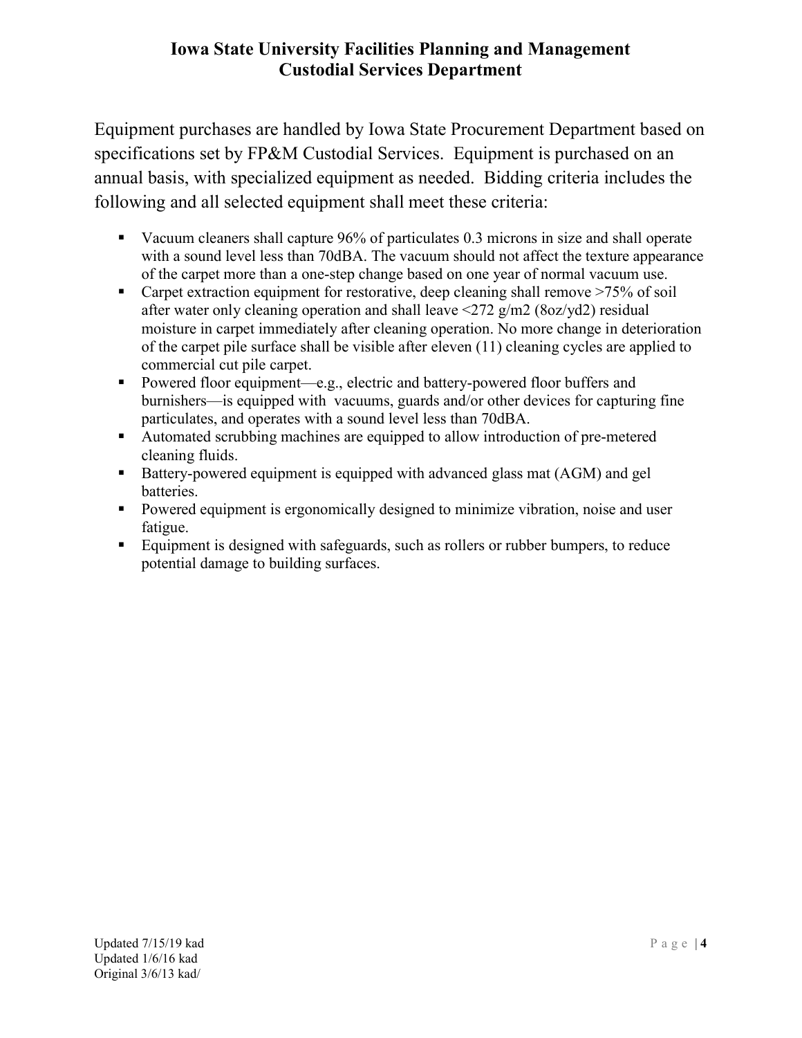Equipment purchases are handled by Iowa State Procurement Department based on specifications set by FP&M Custodial Services. Equipment is purchased on an annual basis, with specialized equipment as needed. Bidding criteria includes the following and all selected equipment shall meet these criteria:

- Vacuum cleaners shall capture 96% of particulates 0.3 microns in size and shall operate with a sound level less than 70dBA. The vacuum should not affect the texture appearance of the carpet more than a one-step change based on one year of normal vacuum use.
- Carpet extraction equipment for restorative, deep cleaning shall remove >75% of soil after water only cleaning operation and shall leave <272 g/m2 (8oz/yd2) residual moisture in carpet immediately after cleaning operation. No more change in deterioration of the carpet pile surface shall be visible after eleven (11) cleaning cycles are applied to commercial cut pile carpet.
- Powered floor equipment—e.g., electric and battery-powered floor buffers and burnishers—is equipped with vacuums, guards and/or other devices for capturing fine particulates, and operates with a sound level less than 70dBA.
- Automated scrubbing machines are equipped to allow introduction of pre-metered cleaning fluids.
- Battery-powered equipment is equipped with advanced glass mat (AGM) and gel batteries.
- Powered equipment is ergonomically designed to minimize vibration, noise and user fatigue.
- Equipment is designed with safeguards, such as rollers or rubber bumpers, to reduce potential damage to building surfaces.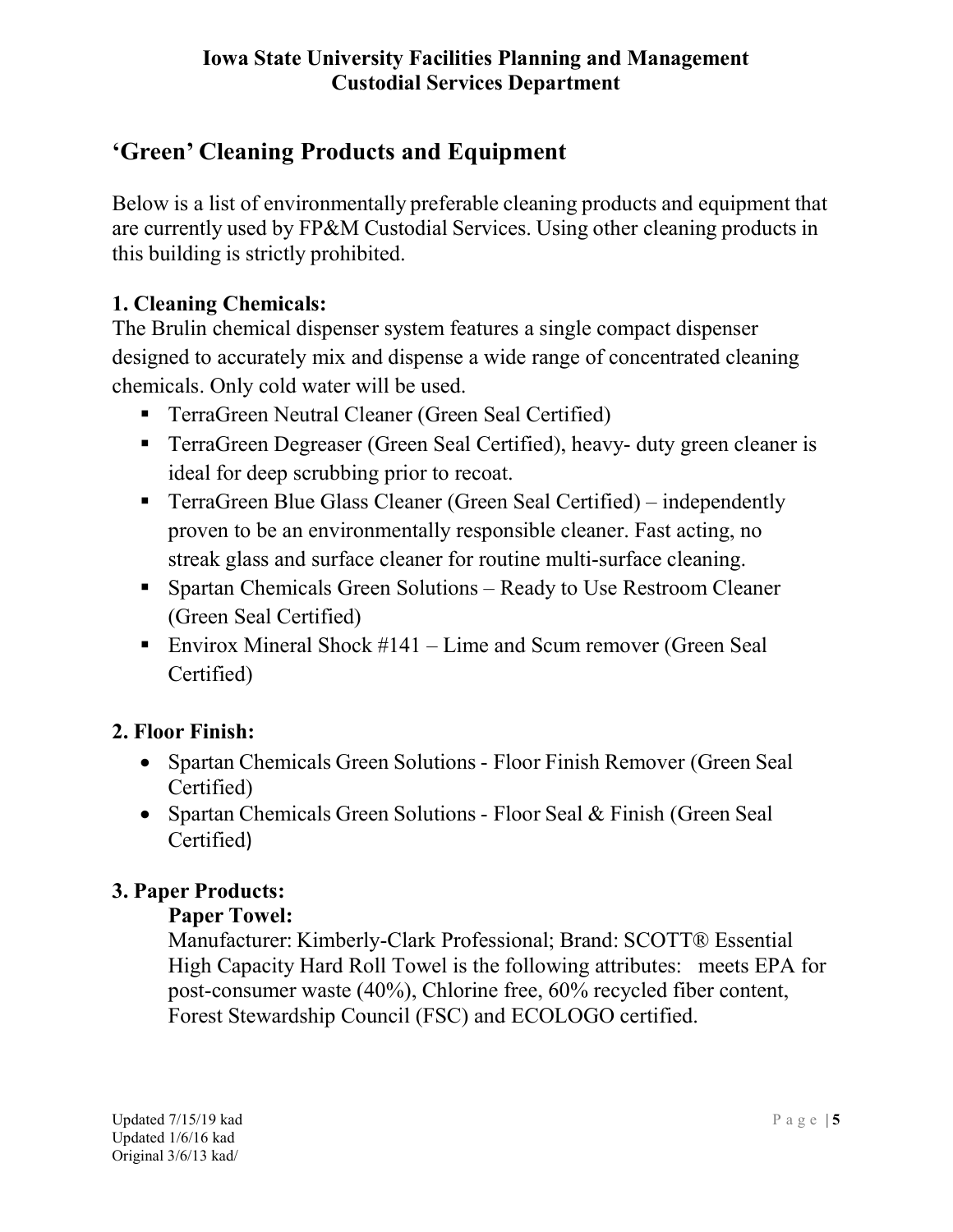# 'Green' Cleaning Products and Equipment

Below is a list of environmentally preferable cleaning products and equipment that are currently used by FP&M Custodial Services. Using other cleaning products in this building is strictly prohibited.

## 1. Cleaning Chemicals:

The Brulin chemical dispenser system features a single compact dispenser designed to accurately mix and dispense a wide range of concentrated cleaning chemicals. Only cold water will be used.

- TerraGreen Neutral Cleaner (Green Seal Certified)
- TerraGreen Degreaser (Green Seal Certified), heavy- duty green cleaner is ideal for deep scrubbing prior to recoat.
- TerraGreen Blue Glass Cleaner (Green Seal Certified) – independently proven to be an environmentally responsible cleaner. Fast acting, no streak glass and surface cleaner for routine multi-surface cleaning.
- Spartan Chemicals Green Solutions – Ready to Use Restroom Cleaner (Green Seal Certified)
- Envirox Mineral Shock #141 – Lime and Scum remover (Green Seal Certified)

## 2. Floor Finish:

- Spartan Chemicals Green Solutions - Floor Finish Remover (Green Seal Certified)
- Spartan Chemicals Green Solutions - Floor Seal & Finish (Green Seal Certified)

## 3. Paper Products:

### Paper Towel:

Manufacturer: Kimberly-Clark Professional; Brand: SCOTT® Essential High Capacity Hard Roll Towel is the following attributes: meets EPA for post-consumer waste (40%), Chlorine free, 60% recycled fiber content, Forest Stewardship Council (FSC) and ECOLOGO certified.

Updated 7/15/19 kad
Updated 1/6/16 kad
Original 3/6/13 kad/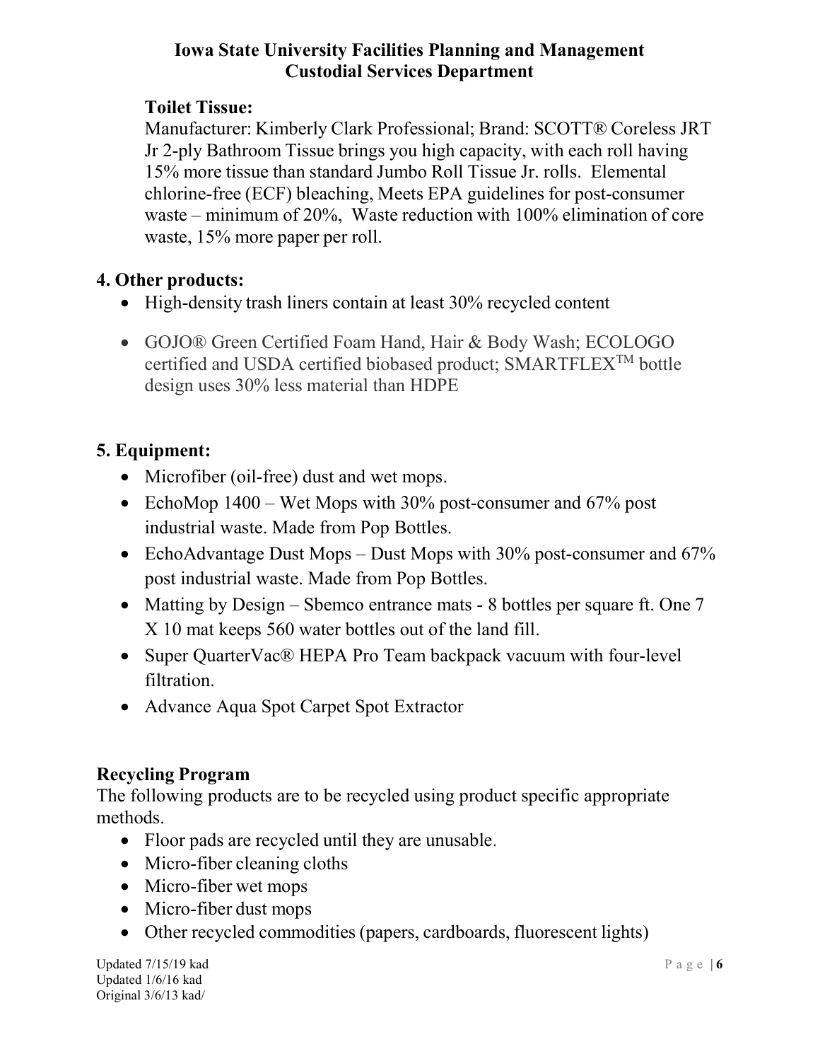**Iowa State University Facilities Planning and Management**
**Custodial Services Department**

**Toilet Tissue:**
Manufacturer: Kimberly Clark Professional; Brand: SCOTT® Coreless JRT Jr 2-ply Bathroom Tissue brings you high capacity, with each roll having 15% more tissue than standard Jumbo Roll Tissue Jr. rolls. Elemental chlorine-free (ECF) bleaching, Meets EPA guidelines for post-consumer waste – minimum of 20%, Waste reduction with 100% elimination of core waste, 15% more paper per roll.

## 4. Other products:

- High-density trash liners contain at least 30% recycled content
- GOJO® Green Certified Foam Hand, Hair & Body Wash; ECOLOGO certified and USDA certified biobased product; SMARTFLEX™ bottle design uses 30% less material than HDPE

## 5. Equipment:

- Microfiber (oil-free) dust and wet mops.
- EchoMop 1400 – Wet Mops with 30% post-consumer and 67% post industrial waste. Made from Pop Bottles.
- EchoAdvantage Dust Mops – Dust Mops with 30% post-consumer and 67% post industrial waste. Made from Pop Bottles.
- Matting by Design – Sbemco entrance mats - 8 bottles per square ft. One 7 X 10 mat keeps 560 water bottles out of the land fill.
- Super QuarterVac® HEPA Pro Team backpack vacuum with four-level filtration.
- Advance Aqua Spot Carpet Spot Extractor

## Recycling Program

The following products are to be recycled using product specific appropriate methods.

- Floor pads are recycled until they are unusable.
- Micro-fiber cleaning cloths
- Micro-fiber wet mops
- Micro-fiber dust mops
- Other recycled commodities (papers, cardboards, fluorescent lights)

Updated 7/15/19 kad
Updated 1/6/16 kad
Original 3/6/13 kad/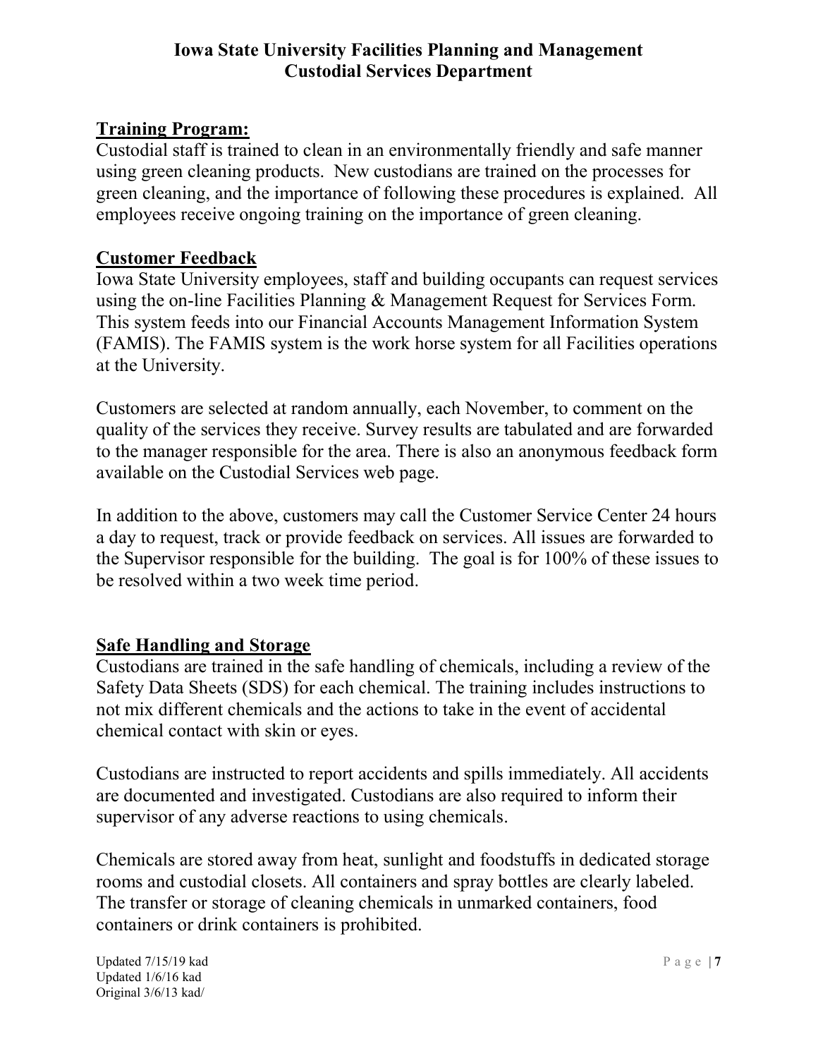## Training Program:

Custodial staff is trained to clean in an environmentally friendly and safe manner using green cleaning products. New custodians are trained on the processes for green cleaning, and the importance of following these procedures is explained. All employees receive ongoing training on the importance of green cleaning.

## Customer Feedback

Iowa State University employees, staff and building occupants can request services using the on-line Facilities Planning & Management Request for Services Form. This system feeds into our Financial Accounts Management Information System (FAMIS). The FAMIS system is the work horse system for all Facilities operations at the University.

Customers are selected at random annually, each November, to comment on the quality of the services they receive. Survey results are tabulated and are forwarded to the manager responsible for the area. There is also an anonymous feedback form available on the Custodial Services web page.

In addition to the above, customers may call the Customer Service Center 24 hours a day to request, track or provide feedback on services. All issues are forwarded to the Supervisor responsible for the building. The goal is for 100% of these issues to be resolved within a two week time period.

## Safe Handling and Storage

Custodians are trained in the safe handling of chemicals, including a review of the Safety Data Sheets (SDS) for each chemical. The training includes instructions to not mix different chemicals and the actions to take in the event of accidental chemical contact with skin or eyes.

Custodians are instructed to report accidents and spills immediately. All accidents are documented and investigated. Custodians are also required to inform their supervisor of any adverse reactions to using chemicals.

Chemicals are stored away from heat, sunlight and foodstuffs in dedicated storage rooms and custodial closets. All containers and spray bottles are clearly labeled. The transfer or storage of cleaning chemicals in unmarked containers, food containers or drink containers is prohibited.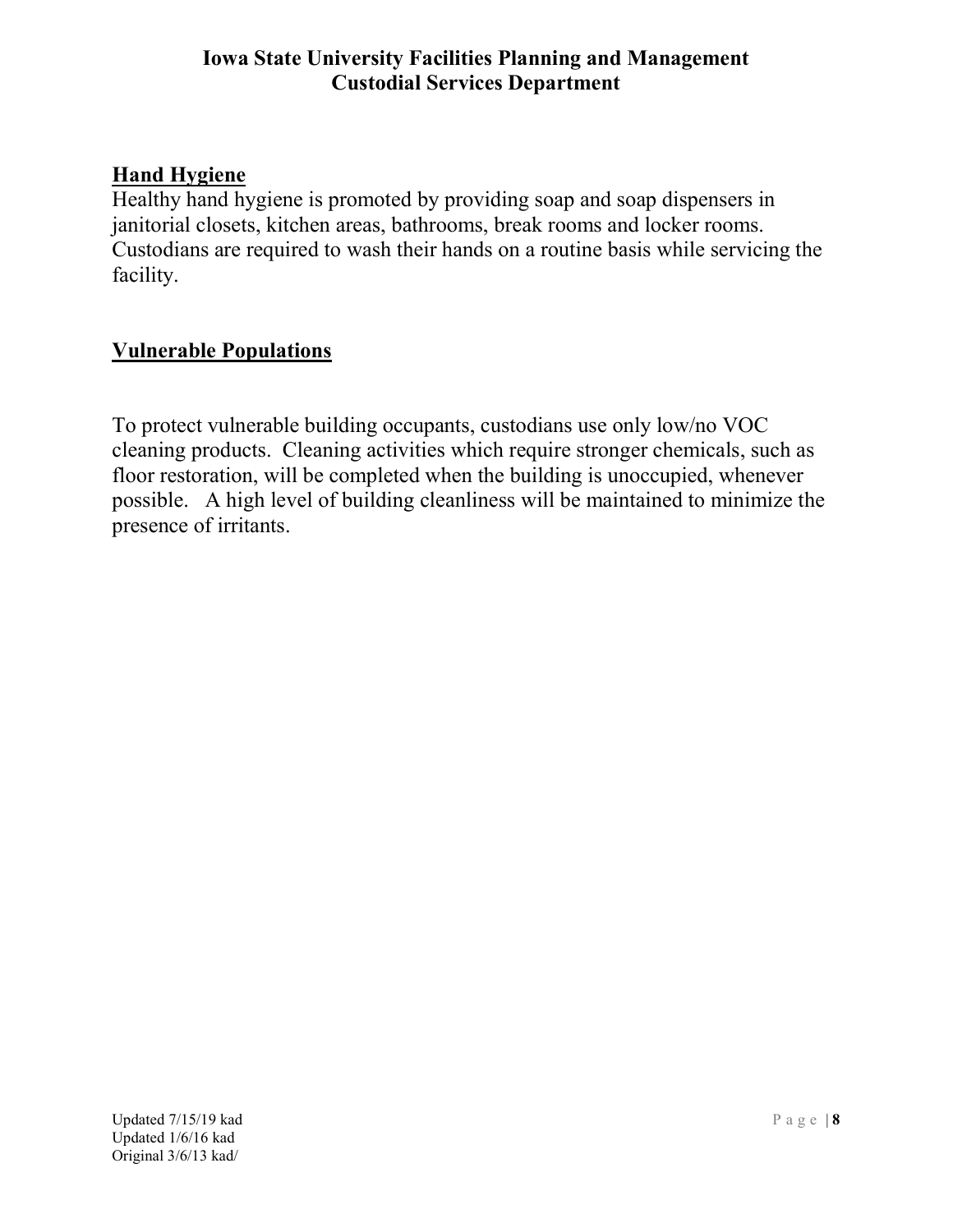## Hand Hygiene

Healthy hand hygiene is promoted by providing soap and soap dispensers in janitorial closets, kitchen areas, bathrooms, break rooms and locker rooms. Custodians are required to wash their hands on a routine basis while servicing the facility.

## Vulnerable Populations

To protect vulnerable building occupants, custodians use only low/no VOC cleaning products. Cleaning activities which require stronger chemicals, such as floor restoration, will be completed when the building is unoccupied, whenever possible. A high level of building cleanliness will be maintained to minimize the presence of irritants.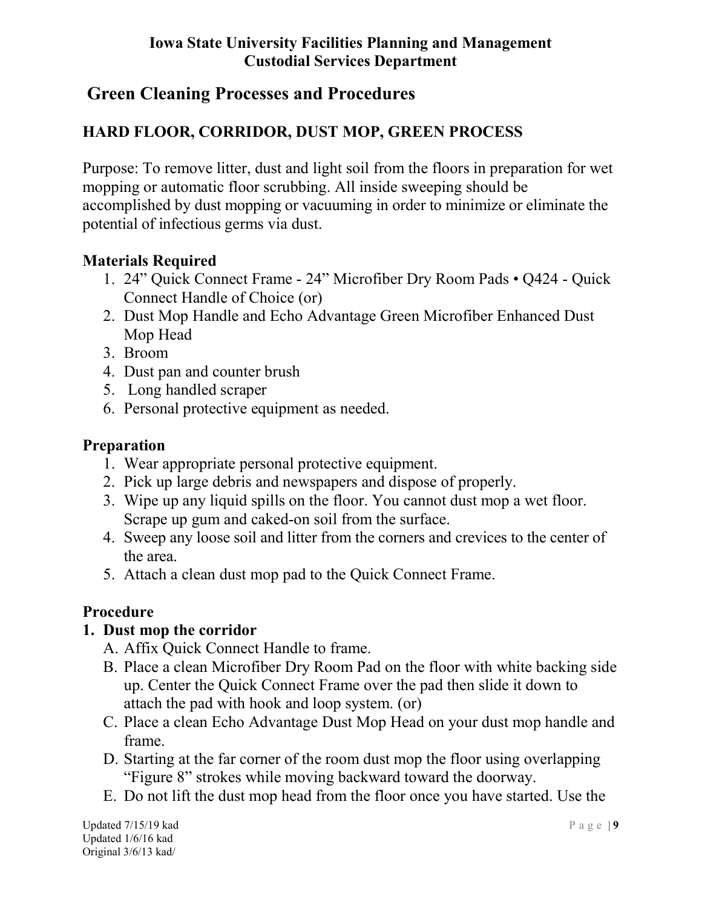**Iowa State University Facilities Planning and Management**
**Custodial Services Department**

## Green Cleaning Processes and Procedures

### HARD FLOOR, CORRIDOR, DUST MOP, GREEN PROCESS

Purpose: To remove litter, dust and light soil from the floors in preparation for wet mopping or automatic floor scrubbing. All inside sweeping should be accomplished by dust mopping or vacuuming in order to minimize or eliminate the potential of infectious germs via dust.

#### Materials Required

1. 24" Quick Connect Frame - 24" Microfiber Dry Room Pads • Q424 - Quick Connect Handle of Choice (or)
2. Dust Mop Handle and Echo Advantage Green Microfiber Enhanced Dust Mop Head
3. Broom
4. Dust pan and counter brush
5. Long handled scraper
6. Personal protective equipment as needed.

#### Preparation

1. Wear appropriate personal protective equipment.
2. Pick up large debris and newspapers and dispose of properly.
3. Wipe up any liquid spills on the floor. You cannot dust mop a wet floor. Scrape up gum and caked-on soil from the surface.
4. Sweep any loose soil and litter from the corners and crevices to the center of the area.
5. Attach a clean dust mop pad to the Quick Connect Frame.

#### Procedure

**1. Dust mop the corridor**

A. Affix Quick Connect Handle to frame.
B. Place a clean Microfiber Dry Room Pad on the floor with white backing side up. Center the Quick Connect Frame over the pad then slide it down to attach the pad with hook and loop system. (or)
C. Place a clean Echo Advantage Dust Mop Head on your dust mop handle and frame.
D. Starting at the far corner of the room dust mop the floor using overlapping "Figure 8" strokes while moving backward toward the doorway.
E. Do not lift the dust mop head from the floor once you have started. Use the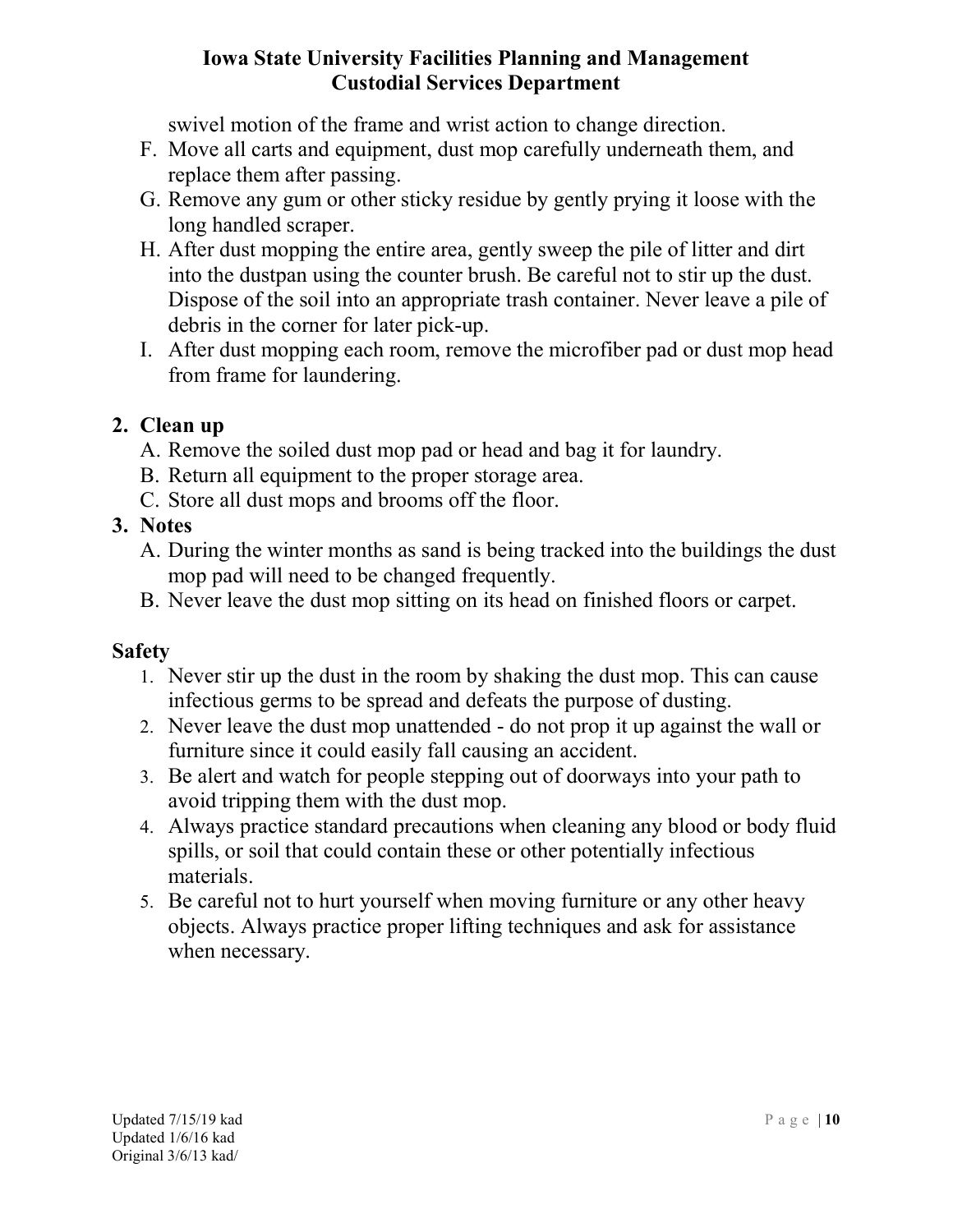swivel motion of the frame and wrist action to change direction.

F. Move all carts and equipment, dust mop carefully underneath them, and replace them after passing.
G. Remove any gum or other sticky residue by gently prying it loose with the long handled scraper.
H. After dust mopping the entire area, gently sweep the pile of litter and dirt into the dustpan using the counter brush. Be careful not to stir up the dust. Dispose of the soil into an appropriate trash container. Never leave a pile of debris in the corner for later pick-up.
I. After dust mopping each room, remove the microfiber pad or dust mop head from frame for laundering.

**2. Clean up**

A. Remove the soiled dust mop pad or head and bag it for laundry.
B. Return all equipment to the proper storage area.
C. Store all dust mops and brooms off the floor.

**3. Notes**

A. During the winter months as sand is being tracked into the buildings the dust mop pad will need to be changed frequently.
B. Never leave the dust mop sitting on its head on finished floors or carpet.

**Safety**

1. Never stir up the dust in the room by shaking the dust mop. This can cause infectious germs to be spread and defeats the purpose of dusting.
2. Never leave the dust mop unattended - do not prop it up against the wall or furniture since it could easily fall causing an accident.
3. Be alert and watch for people stepping out of doorways into your path to avoid tripping them with the dust mop.
4. Always practice standard precautions when cleaning any blood or body fluid spills, or soil that could contain these or other potentially infectious materials.
5. Be careful not to hurt yourself when moving furniture or any other heavy objects. Always practice proper lifting techniques and ask for assistance when necessary.

Updated 7/15/19 kad
Updated 1/6/16 kad
Original 3/6/13 kad/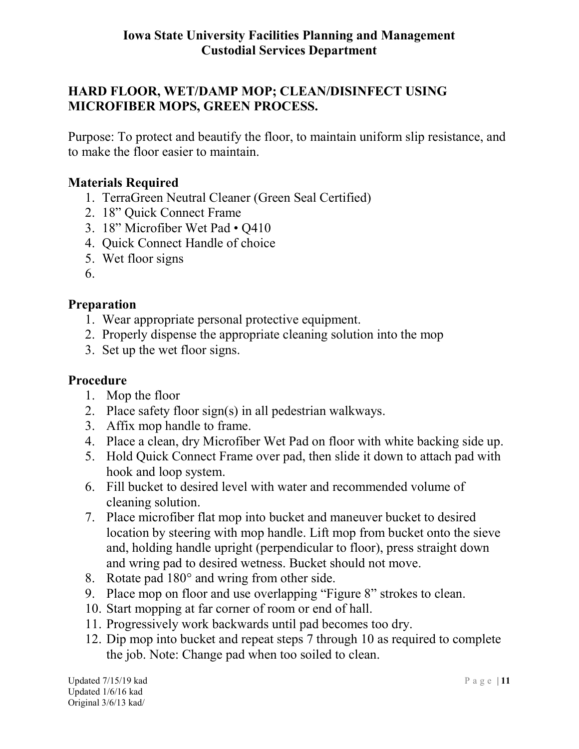# HARD FLOOR, WET/DAMP MOP; CLEAN/DISINFECT USING MICROFIBER MOPS, GREEN PROCESS.

Purpose: To protect and beautify the floor, to maintain uniform slip resistance, and to make the floor easier to maintain.

## Materials Required

1. TerraGreen Neutral Cleaner (Green Seal Certified)
2. 18" Quick Connect Frame
3. 18" Microfiber Wet Pad • Q410
4. Quick Connect Handle of choice
5. Wet floor signs
6.

## Preparation

1. Wear appropriate personal protective equipment.
2. Properly dispense the appropriate cleaning solution into the mop
3. Set up the wet floor signs.

## Procedure

1. Mop the floor
2. Place safety floor sign(s) in all pedestrian walkways.
3. Affix mop handle to frame.
4. Place a clean, dry Microfiber Wet Pad on floor with white backing side up.
5. Hold Quick Connect Frame over pad, then slide it down to attach pad with hook and loop system.
6. Fill bucket to desired level with water and recommended volume of cleaning solution.
7. Place microfiber flat mop into bucket and maneuver bucket to desired location by steering with mop handle. Lift mop from bucket onto the sieve and, holding handle upright (perpendicular to floor), press straight down and wring pad to desired wetness. Bucket should not move.
8. Rotate pad 180° and wring from other side.
9. Place mop on floor and use overlapping "Figure 8" strokes to clean.
10. Start mopping at far corner of room or end of hall.
11. Progressively work backwards until pad becomes too dry.
12. Dip mop into bucket and repeat steps 7 through 10 as required to complete the job. Note: Change pad when too soiled to clean.

Updated 7/15/19 kad
Updated 1/6/16 kad
Original 3/6/13 kad/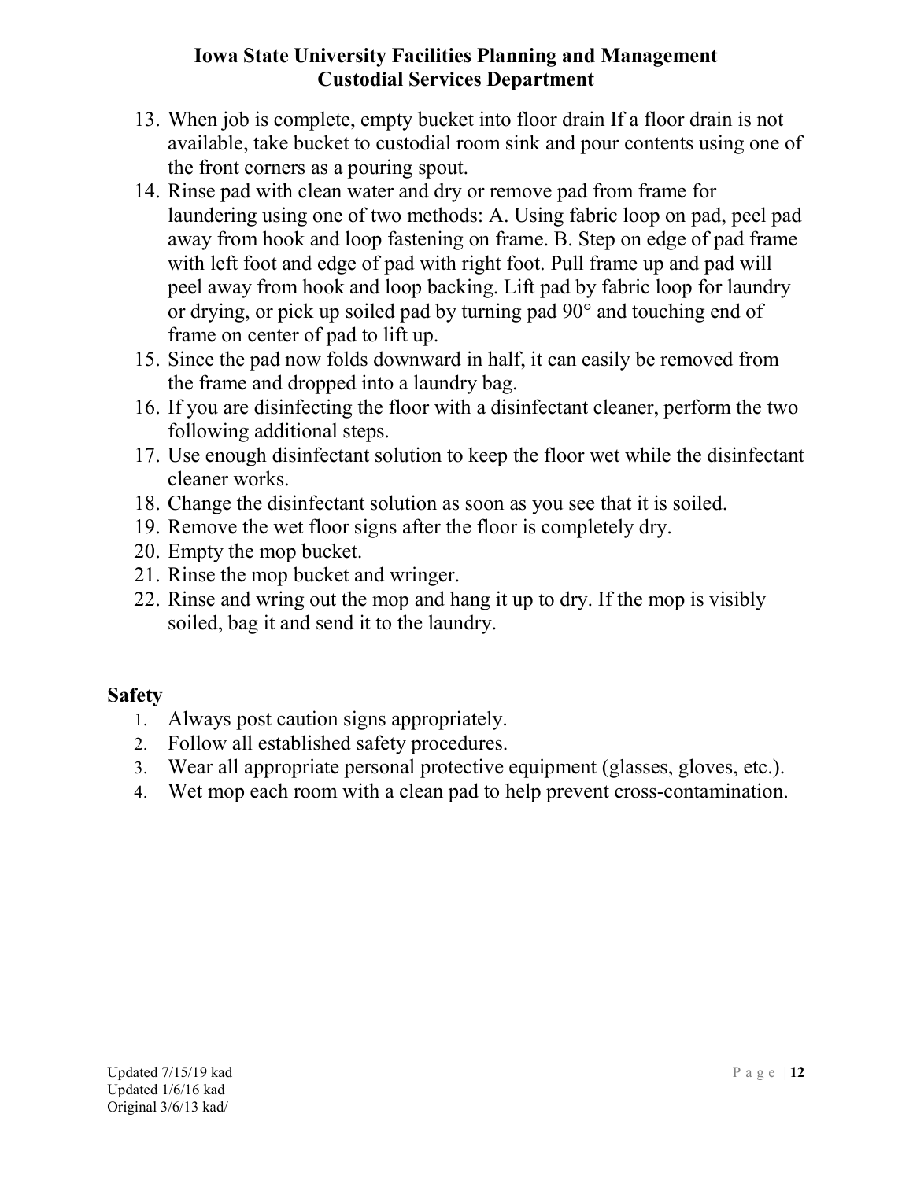13. When job is complete, empty bucket into floor drain If a floor drain is not available, take bucket to custodial room sink and pour contents using one of the front corners as a pouring spout.
14. Rinse pad with clean water and dry or remove pad from frame for laundering using one of two methods: A. Using fabric loop on pad, peel pad away from hook and loop fastening on frame. B. Step on edge of pad frame with left foot and edge of pad with right foot. Pull frame up and pad will peel away from hook and loop backing. Lift pad by fabric loop for laundry or drying, or pick up soiled pad by turning pad 90° and touching end of frame on center of pad to lift up.
15. Since the pad now folds downward in half, it can easily be removed from the frame and dropped into a laundry bag.
16. If you are disinfecting the floor with a disinfectant cleaner, perform the two following additional steps.
17. Use enough disinfectant solution to keep the floor wet while the disinfectant cleaner works.
18. Change the disinfectant solution as soon as you see that it is soiled.
19. Remove the wet floor signs after the floor is completely dry.
20. Empty the mop bucket.
21. Rinse the mop bucket and wringer.
22. Rinse and wring out the mop and hang it up to dry. If the mop is visibly soiled, bag it and send it to the laundry.

## Safety

1. Always post caution signs appropriately.
2. Follow all established safety procedures.
3. Wear all appropriate personal protective equipment (glasses, gloves, etc.).
4. Wet mop each room with a clean pad to help prevent cross-contamination.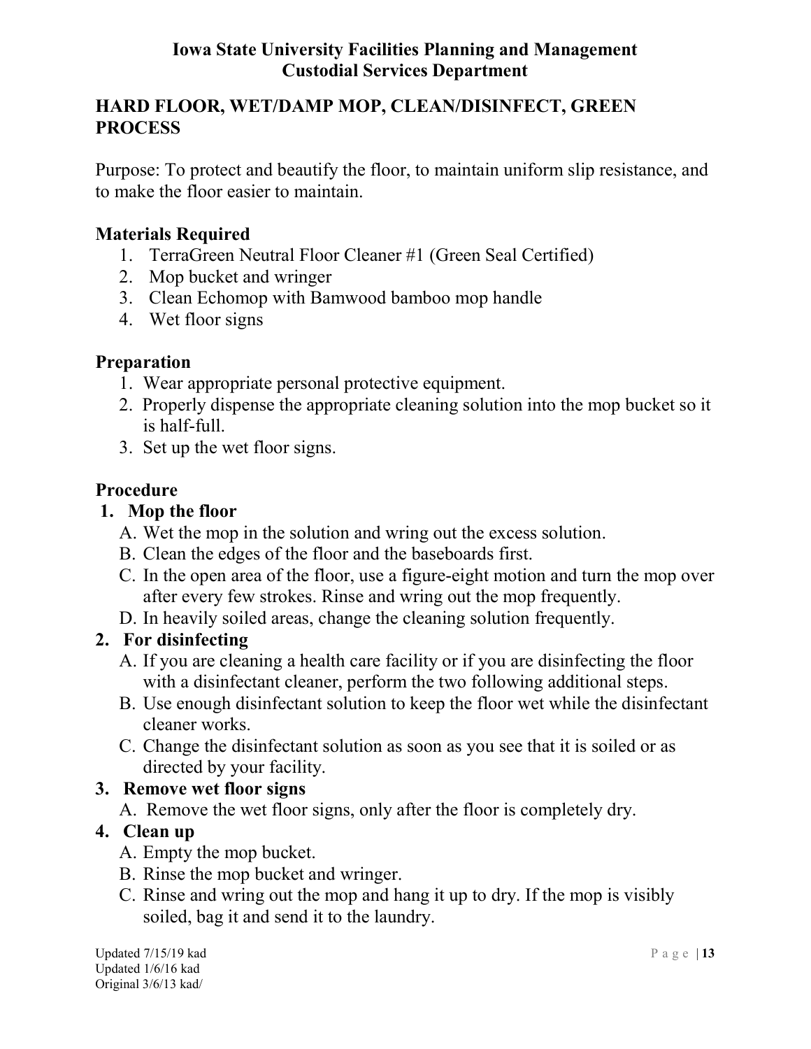**Iowa State University Facilities Planning and Management**
**Custodial Services Department**

## HARD FLOOR, WET/DAMP MOP, CLEAN/DISINFECT, GREEN PROCESS

Purpose: To protect and beautify the floor, to maintain uniform slip resistance, and to make the floor easier to maintain.

### Materials Required

1. TerraGreen Neutral Floor Cleaner #1 (Green Seal Certified)
2. Mop bucket and wringer
3. Clean Echomop with Bamwood bamboo mop handle
4. Wet floor signs

### Preparation

1. Wear appropriate personal protective equipment.
2. Properly dispense the appropriate cleaning solution into the mop bucket so it is half-full.
3. Set up the wet floor signs.

### Procedure

**1. Mop the floor**

A. Wet the mop in the solution and wring out the excess solution.
B. Clean the edges of the floor and the baseboards first.
C. In the open area of the floor, use a figure-eight motion and turn the mop over after every few strokes. Rinse and wring out the mop frequently.
D. In heavily soiled areas, change the cleaning solution frequently.

**2. For disinfecting**

A. If you are cleaning a health care facility or if you are disinfecting the floor with a disinfectant cleaner, perform the two following additional steps.
B. Use enough disinfectant solution to keep the floor wet while the disinfectant cleaner works.
C. Change the disinfectant solution as soon as you see that it is soiled or as directed by your facility.

**3. Remove wet floor signs**

A. Remove the wet floor signs, only after the floor is completely dry.

**4. Clean up**

A. Empty the mop bucket.
B. Rinse the mop bucket and wringer.
C. Rinse and wring out the mop and hang it up to dry. If the mop is visibly soiled, bag it and send it to the laundry.

Updated 7/15/19 kad
Updated 1/6/16 kad
Original 3/6/13 kad/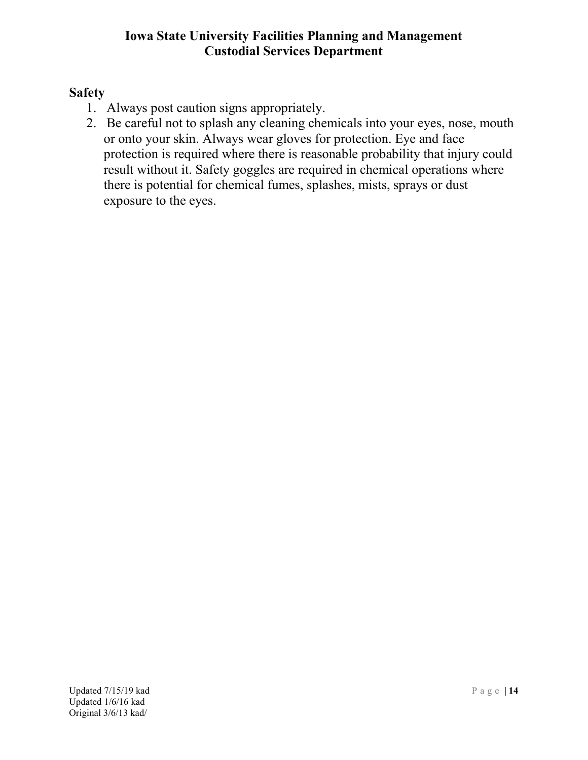## Safety

1. Always post caution signs appropriately.
2. Be careful not to splash any cleaning chemicals into your eyes, nose, mouth or onto your skin. Always wear gloves for protection. Eye and face protection is required where there is reasonable probability that injury could result without it. Safety goggles are required in chemical operations where there is potential for chemical fumes, splashes, mists, sprays or dust exposure to the eyes.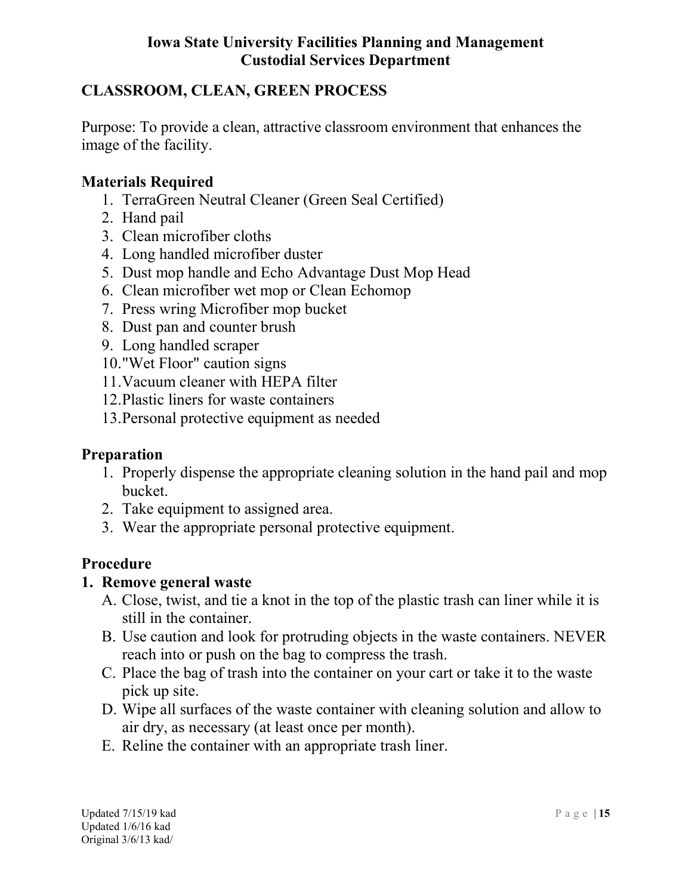**Iowa State University Facilities Planning and Management**
**Custodial Services Department**

## CLASSROOM, CLEAN, GREEN PROCESS

Purpose: To provide a clean, attractive classroom environment that enhances the image of the facility.

### Materials Required

1. TerraGreen Neutral Cleaner (Green Seal Certified)
2. Hand pail
3. Clean microfiber cloths
4. Long handled microfiber duster
5. Dust mop handle and Echo Advantage Dust Mop Head
6. Clean microfiber wet mop or Clean Echomop
7. Press wring Microfiber mop bucket
8. Dust pan and counter brush
9. Long handled scraper
10. "Wet Floor" caution signs
11. Vacuum cleaner with HEPA filter
12. Plastic liners for waste containers
13. Personal protective equipment as needed

### Preparation

1. Properly dispense the appropriate cleaning solution in the hand pail and mop bucket.
2. Take equipment to assigned area.
3. Wear the appropriate personal protective equipment.

### Procedure

**1. Remove general waste**

A. Close, twist, and tie a knot in the top of the plastic trash can liner while it is still in the container.
B. Use caution and look for protruding objects in the waste containers. NEVER reach into or push on the bag to compress the trash.
C. Place the bag of trash into the container on your cart or take it to the waste pick up site.
D. Wipe all surfaces of the waste container with cleaning solution and allow to air dry, as necessary (at least once per month).
E. Reline the container with an appropriate trash liner.

Updated 7/15/19 kad
Updated 1/6/16 kad
Original 3/6/13 kad/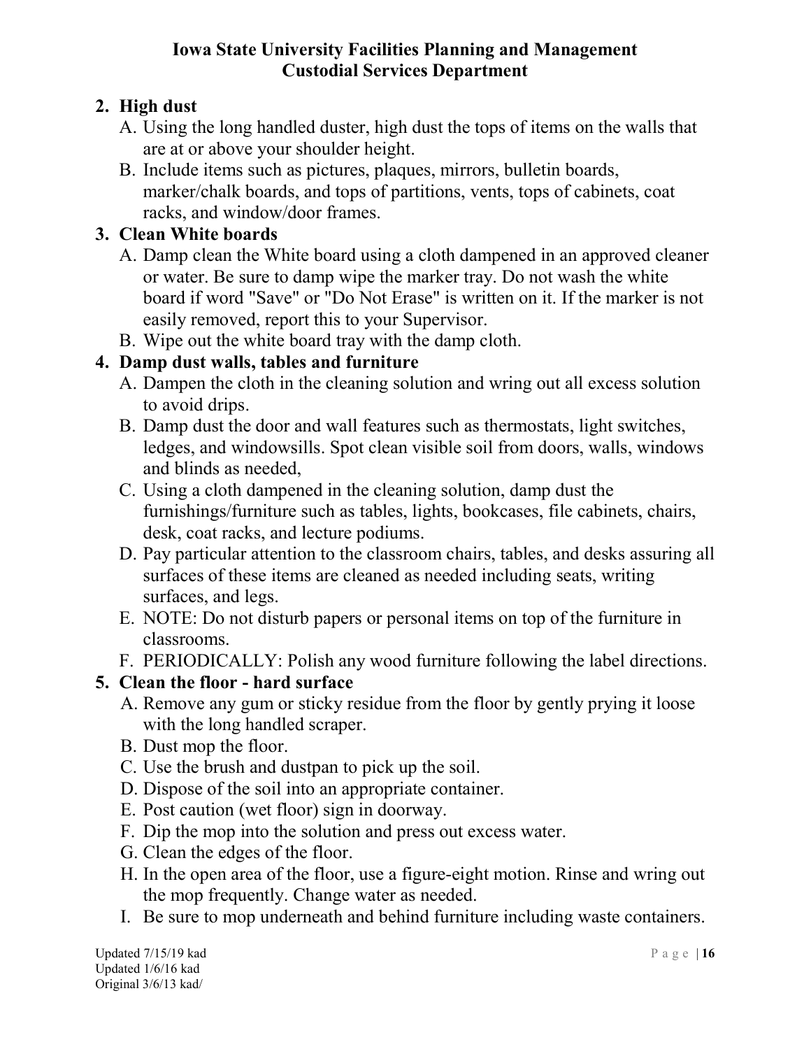**2. High dust**

A. Using the long handled duster, high dust the tops of items on the walls that are at or above your shoulder height.

B. Include items such as pictures, plaques, mirrors, bulletin boards, marker/chalk boards, and tops of partitions, vents, tops of cabinets, coat racks, and window/door frames.

**3. Clean White boards**

A. Damp clean the White board using a cloth dampened in an approved cleaner or water. Be sure to damp wipe the marker tray. Do not wash the white board if word "Save" or "Do Not Erase" is written on it. If the marker is not easily removed, report this to your Supervisor.

B. Wipe out the white board tray with the damp cloth.

**4. Damp dust walls, tables and furniture**

A. Dampen the cloth in the cleaning solution and wring out all excess solution to avoid drips.

B. Damp dust the door and wall features such as thermostats, light switches, ledges, and windowsills. Spot clean visible soil from doors, walls, windows and blinds as needed,

C. Using a cloth dampened in the cleaning solution, damp dust the furnishings/furniture such as tables, lights, bookcases, file cabinets, chairs, desk, coat racks, and lecture podiums.

D. Pay particular attention to the classroom chairs, tables, and desks assuring all surfaces of these items are cleaned as needed including seats, writing surfaces, and legs.

E. NOTE: Do not disturb papers or personal items on top of the furniture in classrooms.

F. PERIODICALLY: Polish any wood furniture following the label directions.

**5. Clean the floor - hard surface**

A. Remove any gum or sticky residue from the floor by gently prying it loose with the long handled scraper.

B. Dust mop the floor.

C. Use the brush and dustpan to pick up the soil.

D. Dispose of the soil into an appropriate container.

E. Post caution (wet floor) sign in doorway.

F. Dip the mop into the solution and press out excess water.

G. Clean the edges of the floor.

H. In the open area of the floor, use a figure-eight motion. Rinse and wring out the mop frequently. Change water as needed.

I. Be sure to mop underneath and behind furniture including waste containers.

Updated 7/15/19 kad
Updated 1/6/16 kad
Original 3/6/13 kad/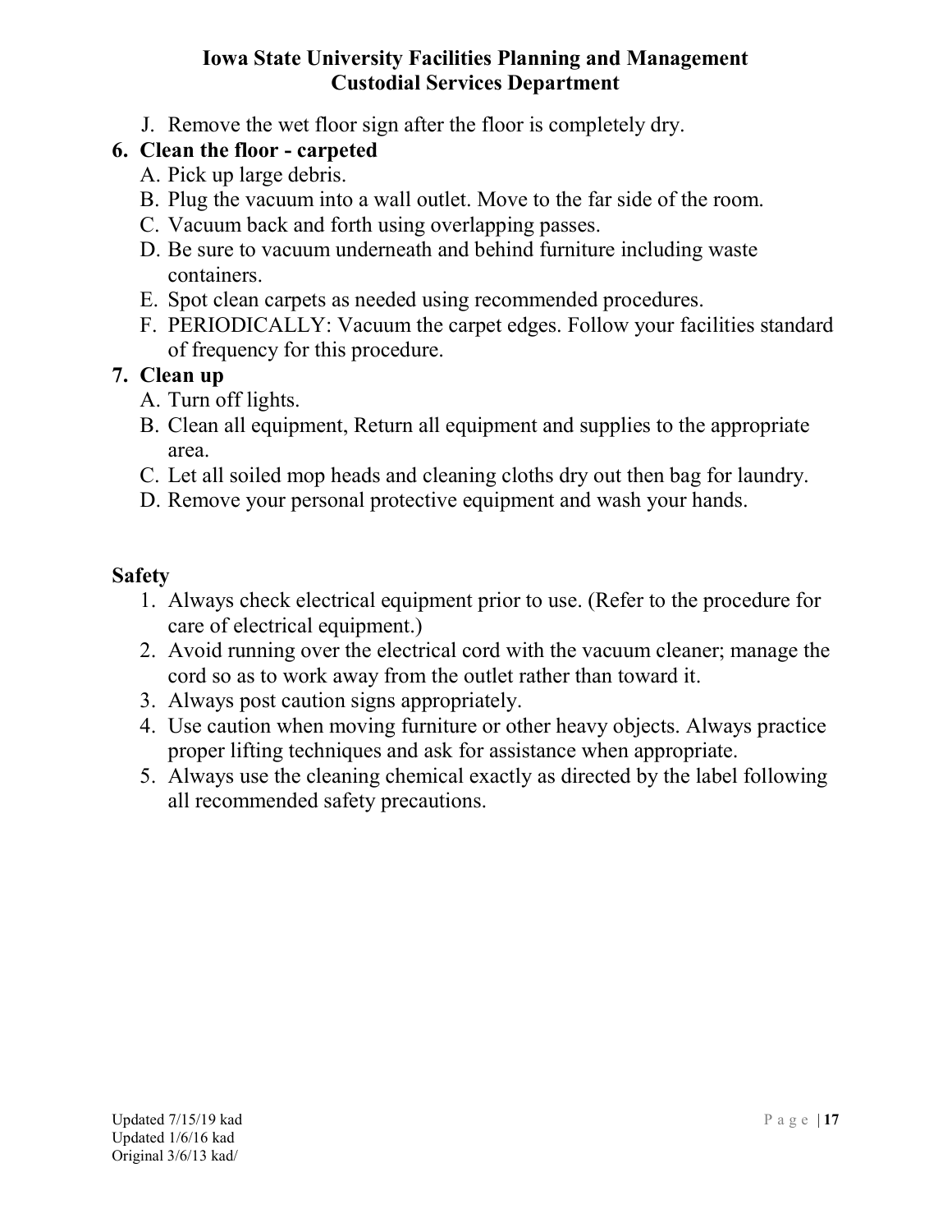J. Remove the wet floor sign after the floor is completely dry.

**6. Clean the floor - carpeted**

A. Pick up large debris.
B. Plug the vacuum into a wall outlet. Move to the far side of the room.
C. Vacuum back and forth using overlapping passes.
D. Be sure to vacuum underneath and behind furniture including waste containers.
E. Spot clean carpets as needed using recommended procedures.
F. PERIODICALLY: Vacuum the carpet edges. Follow your facilities standard of frequency for this procedure.

**7. Clean up**

A. Turn off lights.
B. Clean all equipment, Return all equipment and supplies to the appropriate area.
C. Let all soiled mop heads and cleaning cloths dry out then bag for laundry.
D. Remove your personal protective equipment and wash your hands.

**Safety**

1. Always check electrical equipment prior to use. (Refer to the procedure for care of electrical equipment.)
2. Avoid running over the electrical cord with the vacuum cleaner; manage the cord so as to work away from the outlet rather than toward it.
3. Always post caution signs appropriately.
4. Use caution when moving furniture or other heavy objects. Always practice proper lifting techniques and ask for assistance when appropriate.
5. Always use the cleaning chemical exactly as directed by the label following all recommended safety precautions.

Updated 7/15/19 kad
Updated 1/6/16 kad
Original 3/6/13 kad/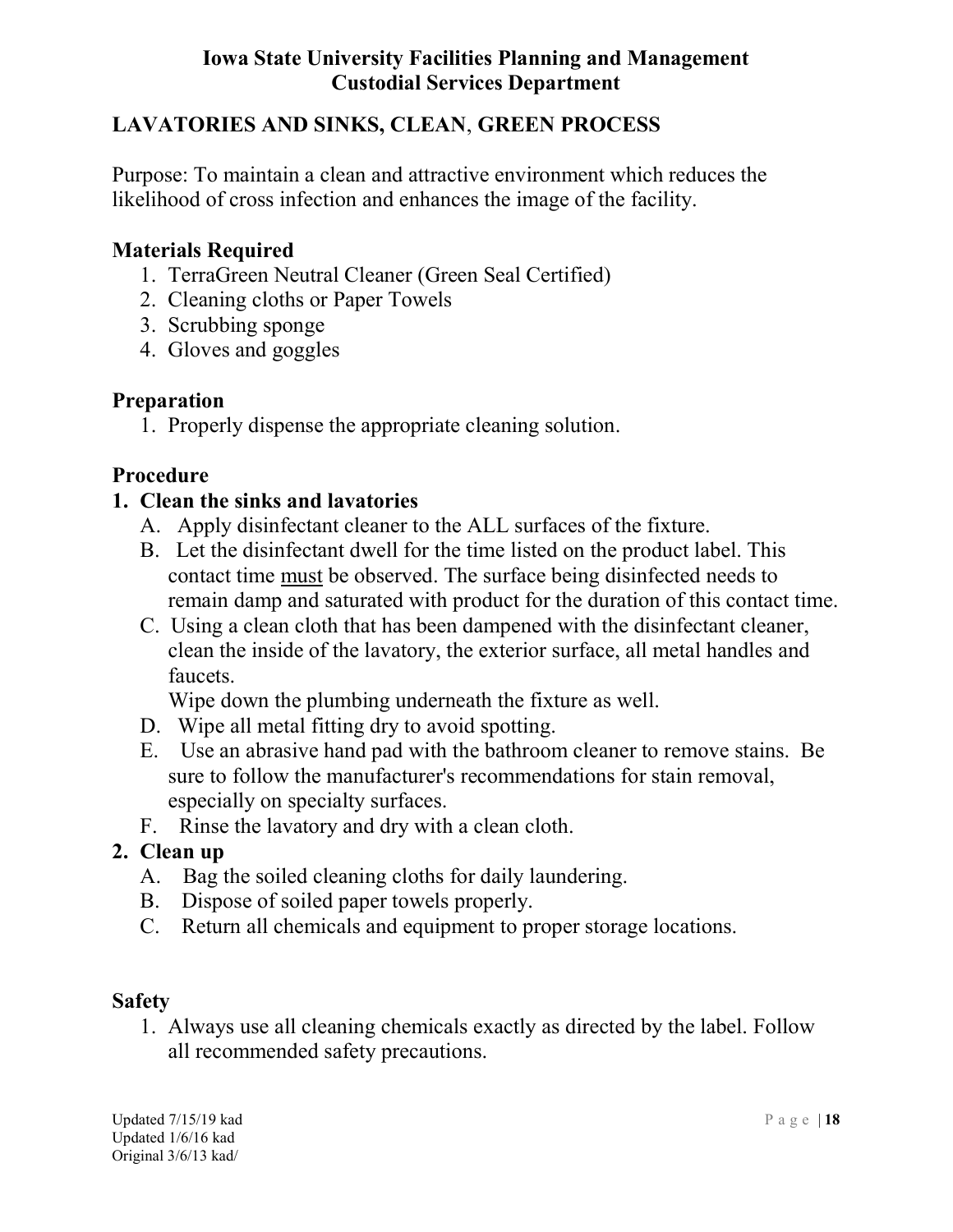**Iowa State University Facilities Planning and Management**
**Custodial Services Department**

## LAVATORIES AND SINKS, CLEAN, GREEN PROCESS

Purpose: To maintain a clean and attractive environment which reduces the likelihood of cross infection and enhances the image of the facility.

### Materials Required

1. TerraGreen Neutral Cleaner (Green Seal Certified)
2. Cleaning cloths or Paper Towels
3. Scrubbing sponge
4. Gloves and goggles

### Preparation

1. Properly dispense the appropriate cleaning solution.

### Procedure

**1. Clean the sinks and lavatories**

A. Apply disinfectant cleaner to the ALL surfaces of the fixture.

B. Let the disinfectant dwell for the time listed on the product label. This contact time <u>must</u> be observed. The surface being disinfected needs to remain damp and saturated with product for the duration of this contact time.

C. Using a clean cloth that has been dampened with the disinfectant cleaner, clean the inside of the lavatory, the exterior surface, all metal handles and faucets.
Wipe down the plumbing underneath the fixture as well.

D. Wipe all metal fitting dry to avoid spotting.

E. Use an abrasive hand pad with the bathroom cleaner to remove stains. Be sure to follow the manufacturer's recommendations for stain removal, especially on specialty surfaces.

F. Rinse the lavatory and dry with a clean cloth.

**2. Clean up**

A. Bag the soiled cleaning cloths for daily laundering.

B. Dispose of soiled paper towels properly.

C. Return all chemicals and equipment to proper storage locations.

### Safety

1. Always use all cleaning chemicals exactly as directed by the label. Follow all recommended safety precautions.

Updated 7/15/19 kad
Updated 1/6/16 kad
Original 3/6/13 kad/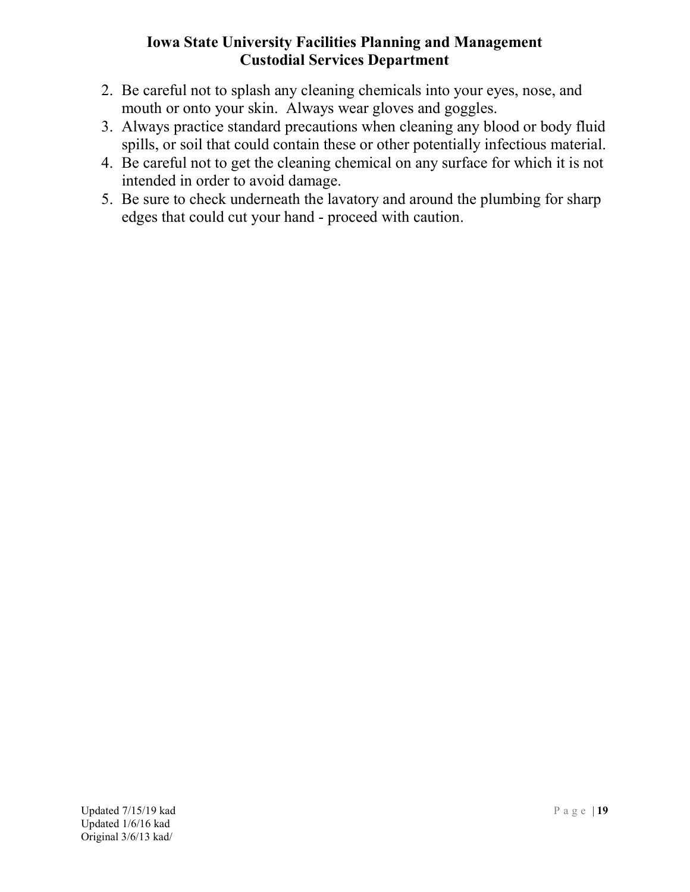2. Be careful not to splash any cleaning chemicals into your eyes, nose, and mouth or onto your skin. Always wear gloves and goggles.
3. Always practice standard precautions when cleaning any blood or body fluid spills, or soil that could contain these or other potentially infectious material.
4. Be careful not to get the cleaning chemical on any surface for which it is not intended in order to avoid damage.
5. Be sure to check underneath the lavatory and around the plumbing for sharp edges that could cut your hand - proceed with caution.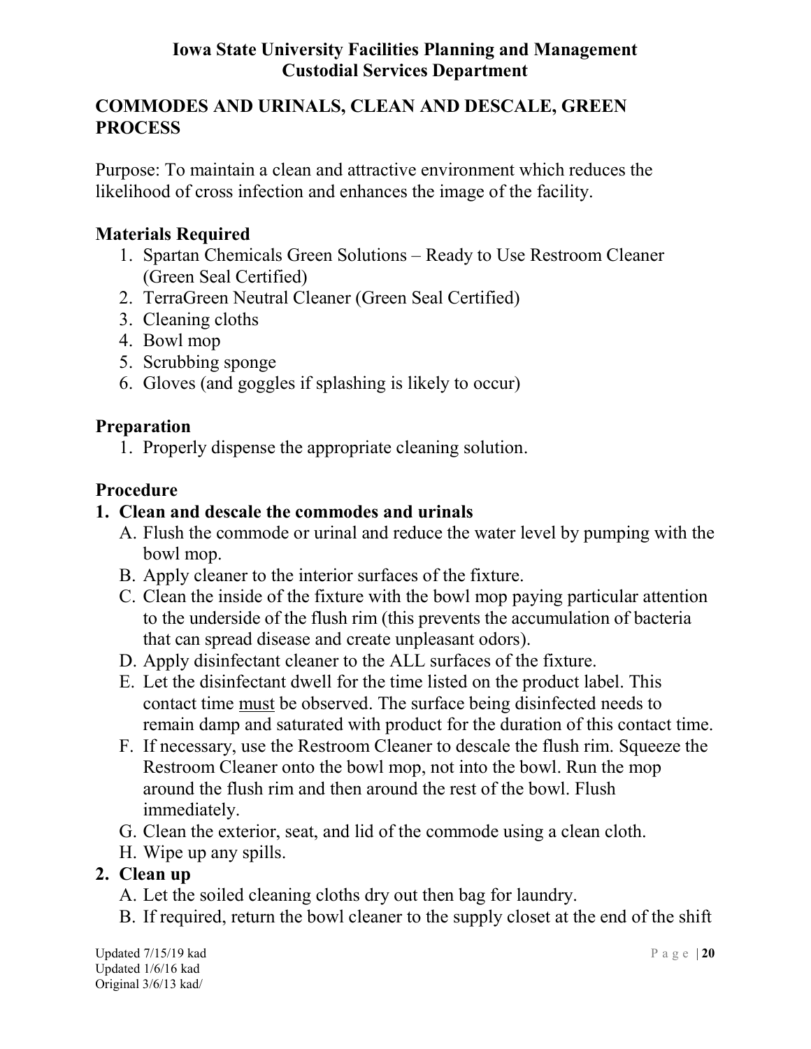**Iowa State University Facilities Planning and Management**
**Custodial Services Department**

## COMMODES AND URINALS, CLEAN AND DESCALE, GREEN PROCESS

Purpose: To maintain a clean and attractive environment which reduces the likelihood of cross infection and enhances the image of the facility.

### Materials Required

1. Spartan Chemicals Green Solutions – Ready to Use Restroom Cleaner (Green Seal Certified)
2. TerraGreen Neutral Cleaner (Green Seal Certified)
3. Cleaning cloths
4. Bowl mop
5. Scrubbing sponge
6. Gloves (and goggles if splashing is likely to occur)

### Preparation

1. Properly dispense the appropriate cleaning solution.

### Procedure

**1. Clean and descale the commodes and urinals**

A. Flush the commode or urinal and reduce the water level by pumping with the bowl mop.
B. Apply cleaner to the interior surfaces of the fixture.
C. Clean the inside of the fixture with the bowl mop paying particular attention to the underside of the flush rim (this prevents the accumulation of bacteria that can spread disease and create unpleasant odors).
D. Apply disinfectant cleaner to the ALL surfaces of the fixture.
E. Let the disinfectant dwell for the time listed on the product label. This contact time <u>must</u> be observed. The surface being disinfected needs to remain damp and saturated with product for the duration of this contact time.
F. If necessary, use the Restroom Cleaner to descale the flush rim. Squeeze the Restroom Cleaner onto the bowl mop, not into the bowl. Run the mop around the flush rim and then around the rest of the bowl. Flush immediately.
G. Clean the exterior, seat, and lid of the commode using a clean cloth.
H. Wipe up any spills.

**2. Clean up**

A. Let the soiled cleaning cloths dry out then bag for laundry.
B. If required, return the bowl cleaner to the supply closet at the end of the shift

Updated 7/15/19 kad
Updated 1/6/16 kad
Original 3/6/13 kad/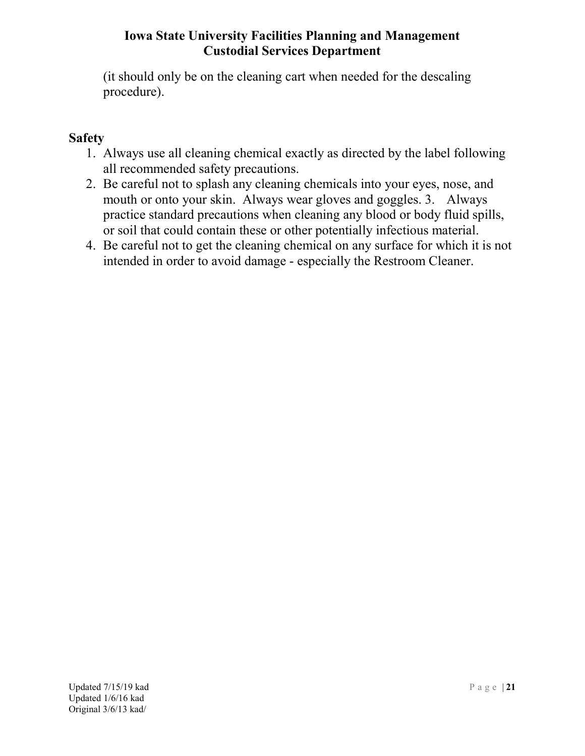(it should only be on the cleaning cart when needed for the descaling procedure).

## Safety

1. Always use all cleaning chemical exactly as directed by the label following all recommended safety precautions.
2. Be careful not to splash any cleaning chemicals into your eyes, nose, and mouth or onto your skin. Always wear gloves and goggles. 3. Always practice standard precautions when cleaning any blood or body fluid spills, or soil that could contain these or other potentially infectious material.
4. Be careful not to get the cleaning chemical on any surface for which it is not intended in order to avoid damage - especially the Restroom Cleaner.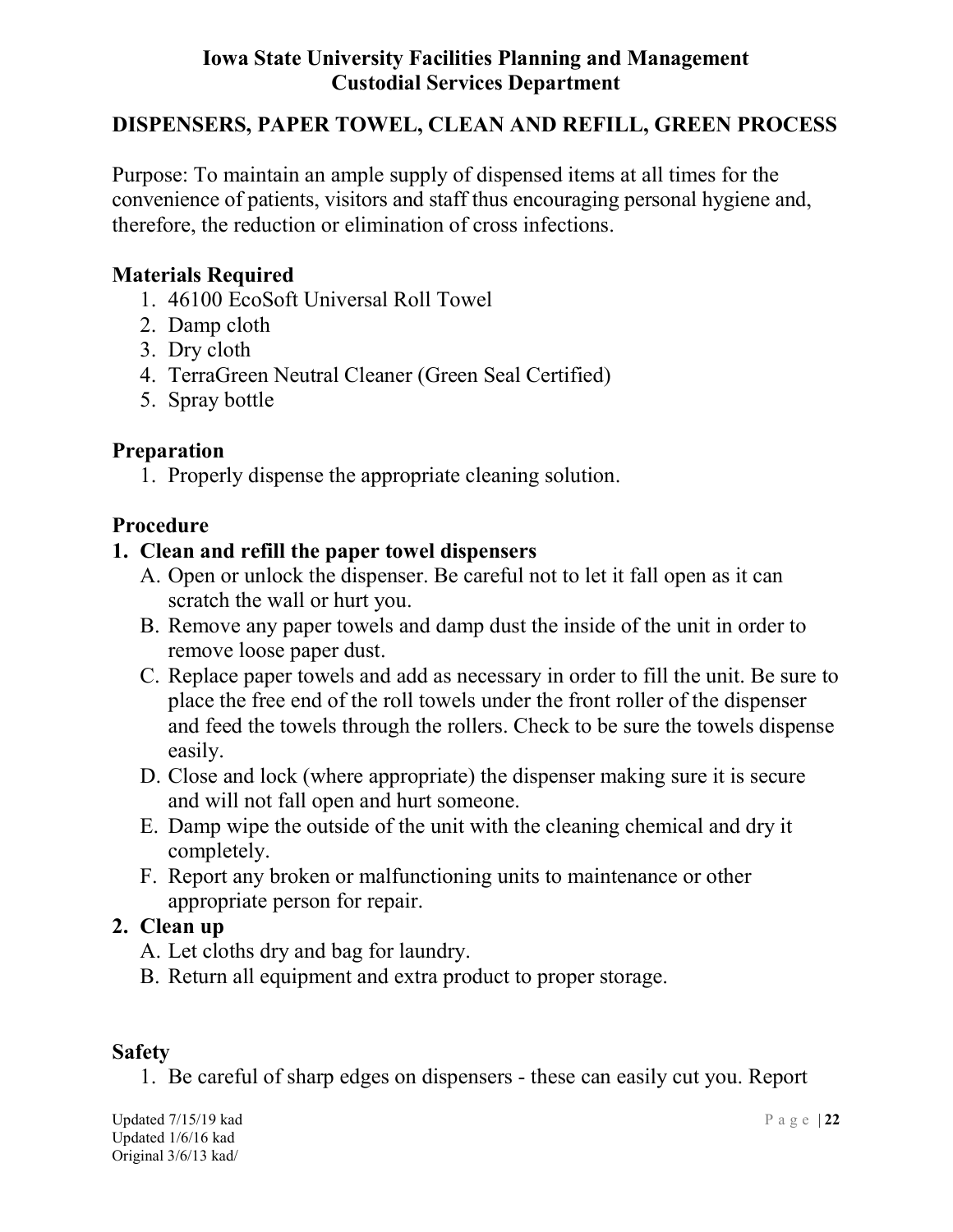**Iowa State University Facilities Planning and Management**
**Custodial Services Department**

## DISPENSERS, PAPER TOWEL, CLEAN AND REFILL, GREEN PROCESS

Purpose: To maintain an ample supply of dispensed items at all times for the convenience of patients, visitors and staff thus encouraging personal hygiene and, therefore, the reduction or elimination of cross infections.

### Materials Required

1. 46100 EcoSoft Universal Roll Towel
2. Damp cloth
3. Dry cloth
4. TerraGreen Neutral Cleaner (Green Seal Certified)
5. Spray bottle

### Preparation

1. Properly dispense the appropriate cleaning solution.

### Procedure

**1. Clean and refill the paper towel dispensers**

A. Open or unlock the dispenser. Be careful not to let it fall open as it can scratch the wall or hurt you.
B. Remove any paper towels and damp dust the inside of the unit in order to remove loose paper dust.
C. Replace paper towels and add as necessary in order to fill the unit. Be sure to place the free end of the roll towels under the front roller of the dispenser and feed the towels through the rollers. Check to be sure the towels dispense easily.
D. Close and lock (where appropriate) the dispenser making sure it is secure and will not fall open and hurt someone.
E. Damp wipe the outside of the unit with the cleaning chemical and dry it completely.
F. Report any broken or malfunctioning units to maintenance or other appropriate person for repair.

**2. Clean up**

A. Let cloths dry and bag for laundry.
B. Return all equipment and extra product to proper storage.

### Safety

1. Be careful of sharp edges on dispensers - these can easily cut you. Report

Updated 7/15/19 kad
Updated 1/6/16 kad
Original 3/6/13 kad/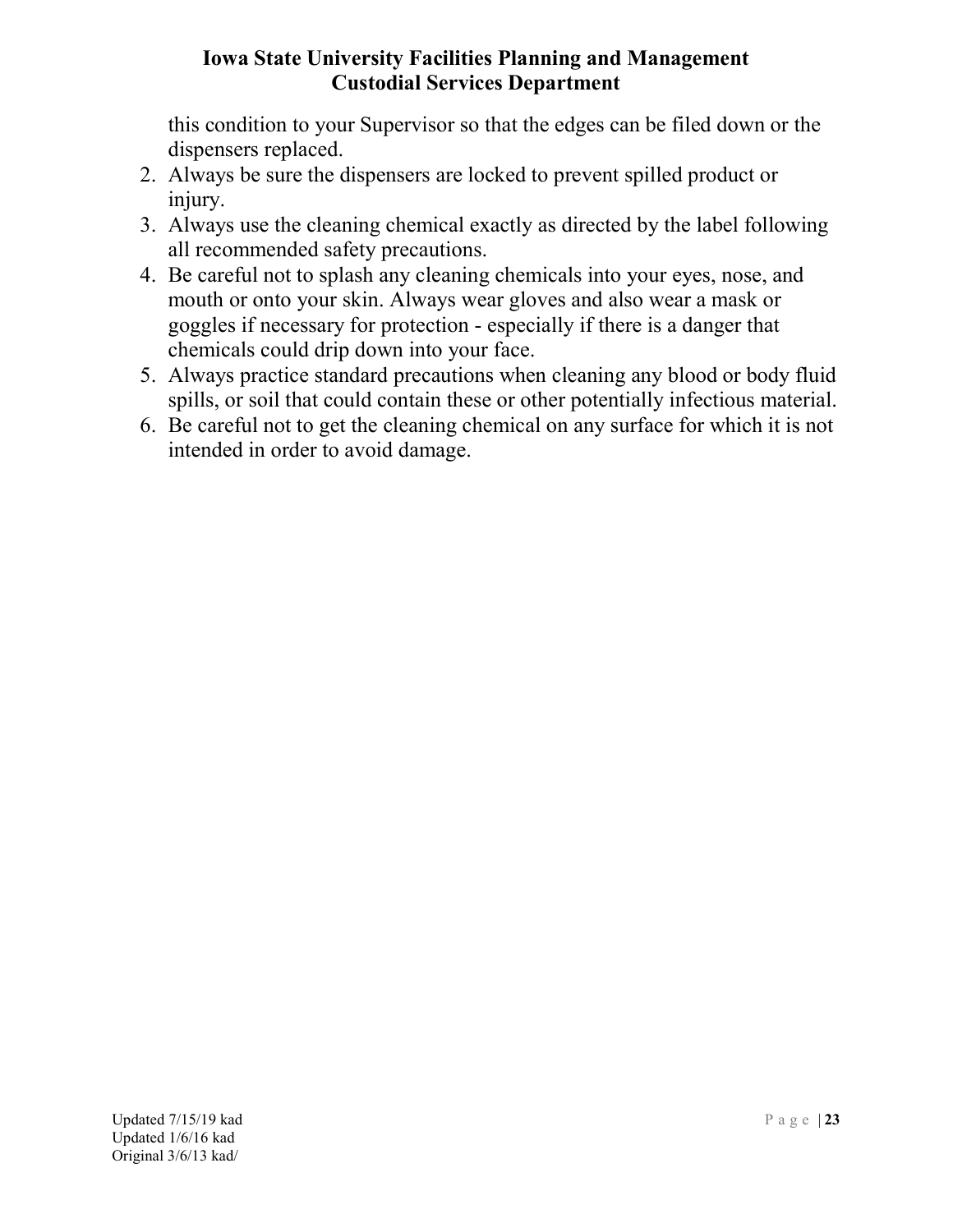this condition to your Supervisor so that the edges can be filed down or the dispensers replaced.

2. Always be sure the dispensers are locked to prevent spilled product or injury.
3. Always use the cleaning chemical exactly as directed by the label following all recommended safety precautions.
4. Be careful not to splash any cleaning chemicals into your eyes, nose, and mouth or onto your skin. Always wear gloves and also wear a mask or goggles if necessary for protection - especially if there is a danger that chemicals could drip down into your face.
5. Always practice standard precautions when cleaning any blood or body fluid spills, or soil that could contain these or other potentially infectious material.
6. Be careful not to get the cleaning chemical on any surface for which it is not intended in order to avoid damage.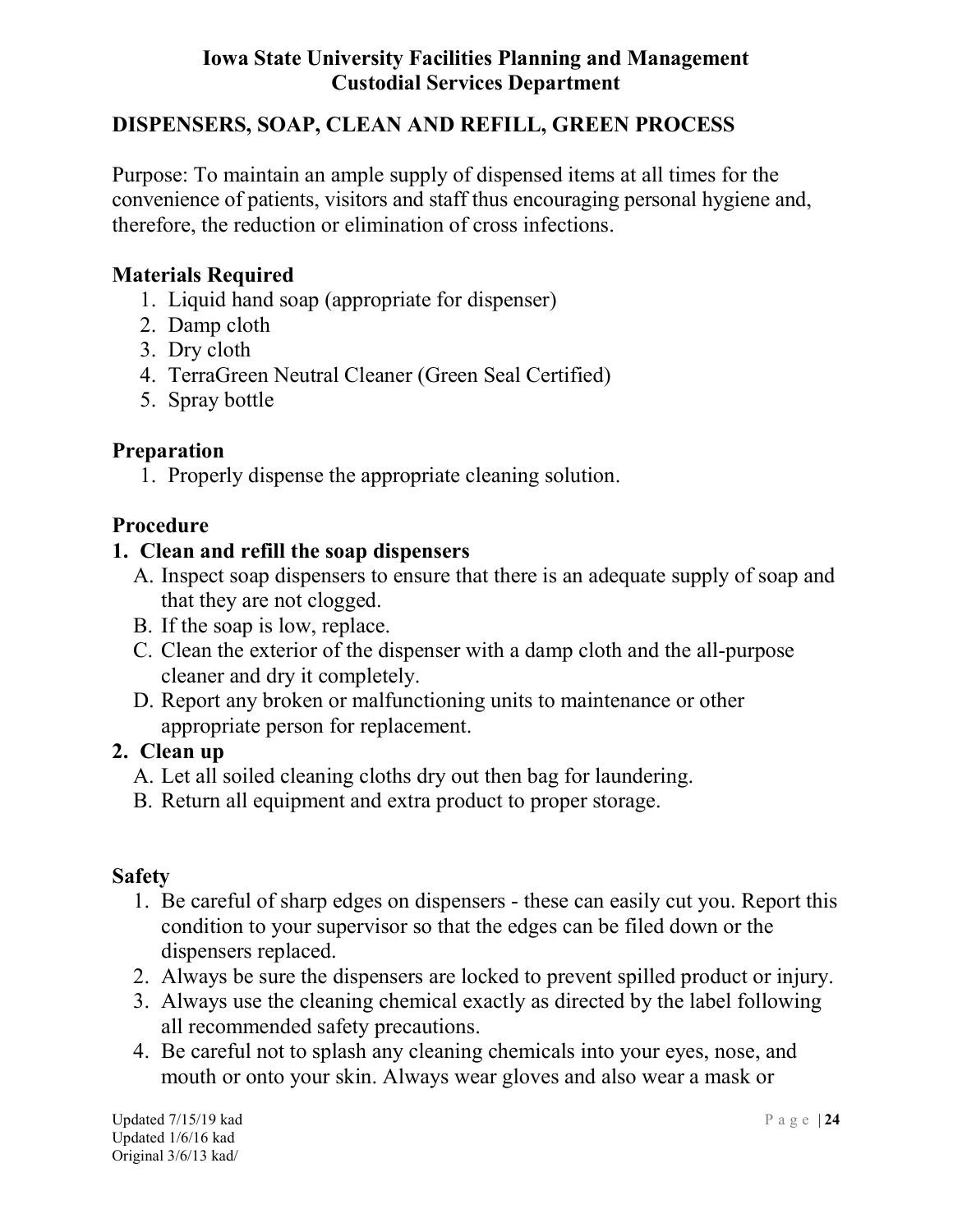**Iowa State University Facilities Planning and Management**
**Custodial Services Department**

## DISPENSERS, SOAP, CLEAN AND REFILL, GREEN PROCESS

Purpose: To maintain an ample supply of dispensed items at all times for the convenience of patients, visitors and staff thus encouraging personal hygiene and, therefore, the reduction or elimination of cross infections.

### Materials Required

1. Liquid hand soap (appropriate for dispenser)
2. Damp cloth
3. Dry cloth
4. TerraGreen Neutral Cleaner (Green Seal Certified)
5. Spray bottle

### Preparation

1. Properly dispense the appropriate cleaning solution.

### Procedure

**1. Clean and refill the soap dispensers**

A. Inspect soap dispensers to ensure that there is an adequate supply of soap and that they are not clogged.
B. If the soap is low, replace.
C. Clean the exterior of the dispenser with a damp cloth and the all-purpose cleaner and dry it completely.
D. Report any broken or malfunctioning units to maintenance or other appropriate person for replacement.

**2. Clean up**

A. Let all soiled cleaning cloths dry out then bag for laundering.
B. Return all equipment and extra product to proper storage.

### Safety

1. Be careful of sharp edges on dispensers - these can easily cut you. Report this condition to your supervisor so that the edges can be filed down or the dispensers replaced.
2. Always be sure the dispensers are locked to prevent spilled product or injury.
3. Always use the cleaning chemical exactly as directed by the label following all recommended safety precautions.
4. Be careful not to splash any cleaning chemicals into your eyes, nose, and mouth or onto your skin. Always wear gloves and also wear a mask or

Updated 7/15/19 kad
Updated 1/6/16 kad
Original 3/6/13 kad/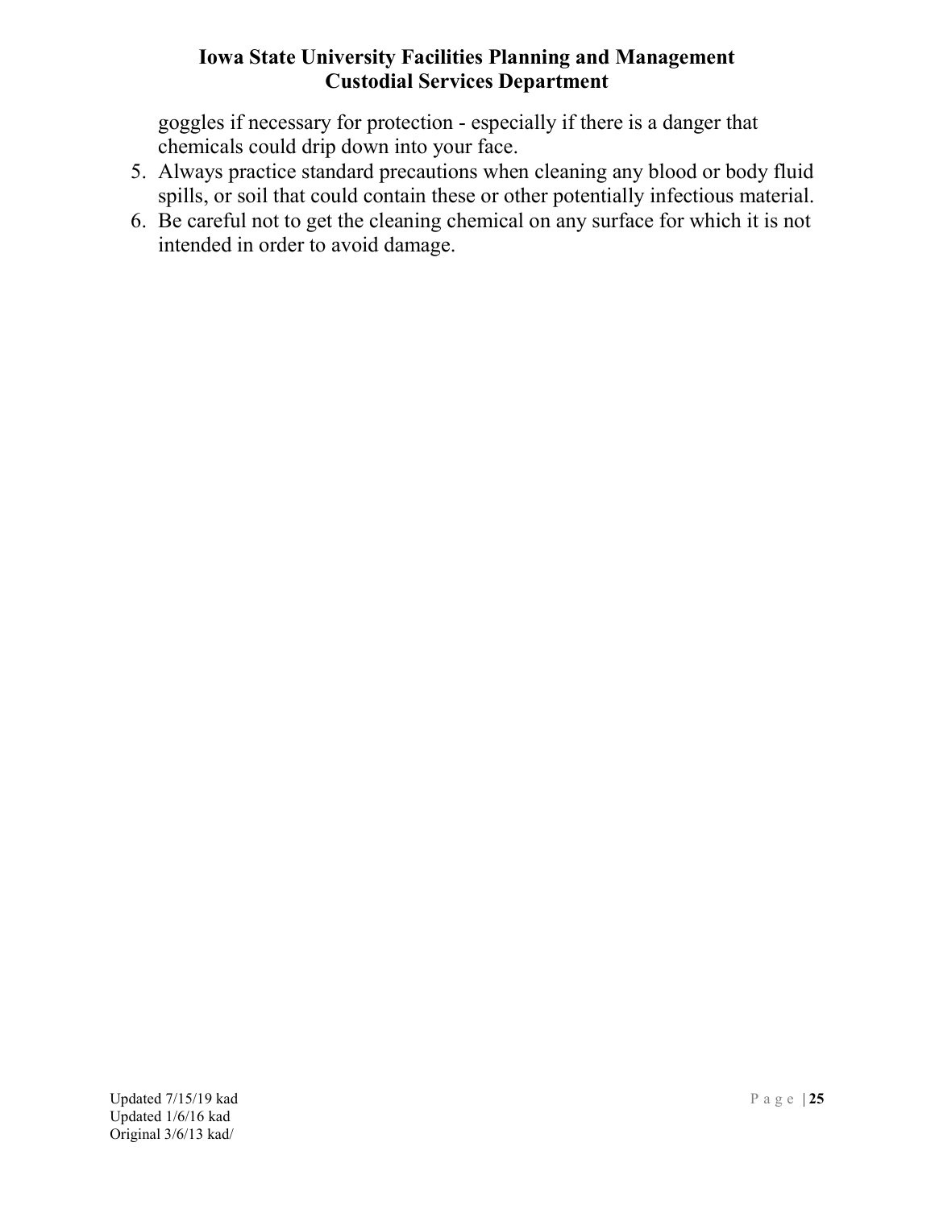goggles if necessary for protection - especially if there is a danger that chemicals could drip down into your face.

5. Always practice standard precautions when cleaning any blood or body fluid spills, or soil that could contain these or other potentially infectious material.
6. Be careful not to get the cleaning chemical on any surface for which it is not intended in order to avoid damage.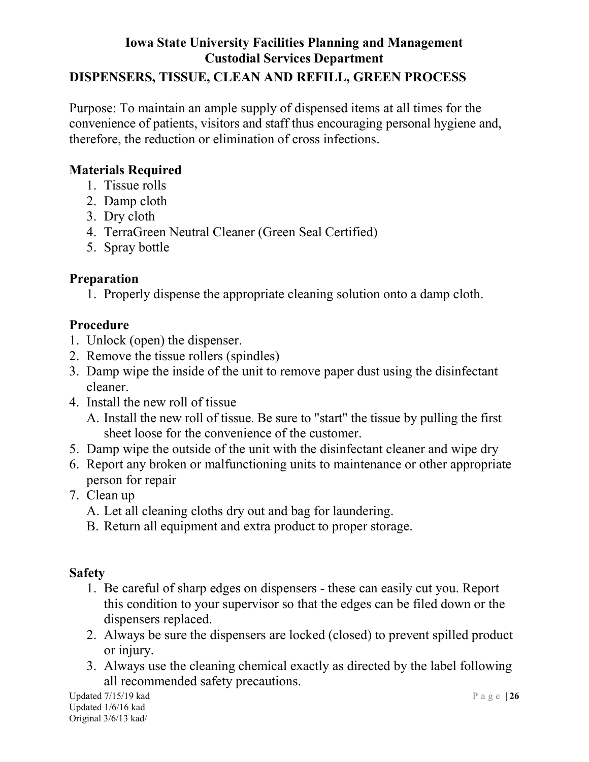**Iowa State University Facilities Planning and Management**
**Custodial Services Department**

## DISPENSERS, TISSUE, CLEAN AND REFILL, GREEN PROCESS

Purpose: To maintain an ample supply of dispensed items at all times for the convenience of patients, visitors and staff thus encouraging personal hygiene and, therefore, the reduction or elimination of cross infections.

### Materials Required

1. Tissue rolls
2. Damp cloth
3. Dry cloth
4. TerraGreen Neutral Cleaner (Green Seal Certified)
5. Spray bottle

### Preparation

1. Properly dispense the appropriate cleaning solution onto a damp cloth.

### Procedure

1. Unlock (open) the dispenser.
2. Remove the tissue rollers (spindles)
3. Damp wipe the inside of the unit to remove paper dust using the disinfectant cleaner.
4. Install the new roll of tissue
   A. Install the new roll of tissue. Be sure to "start" the tissue by pulling the first sheet loose for the convenience of the customer.
5. Damp wipe the outside of the unit with the disinfectant cleaner and wipe dry
6. Report any broken or malfunctioning units to maintenance or other appropriate person for repair
7. Clean up
   A. Let all cleaning cloths dry out and bag for laundering.
   B. Return all equipment and extra product to proper storage.

### Safety

1. Be careful of sharp edges on dispensers - these can easily cut you. Report this condition to your supervisor so that the edges can be filed down or the dispensers replaced.
2. Always be sure the dispensers are locked (closed) to prevent spilled product or injury.
3. Always use the cleaning chemical exactly as directed by the label following all recommended safety precautions.

Updated 7/15/19 kad
Updated 1/6/16 kad
Original 3/6/13 kad/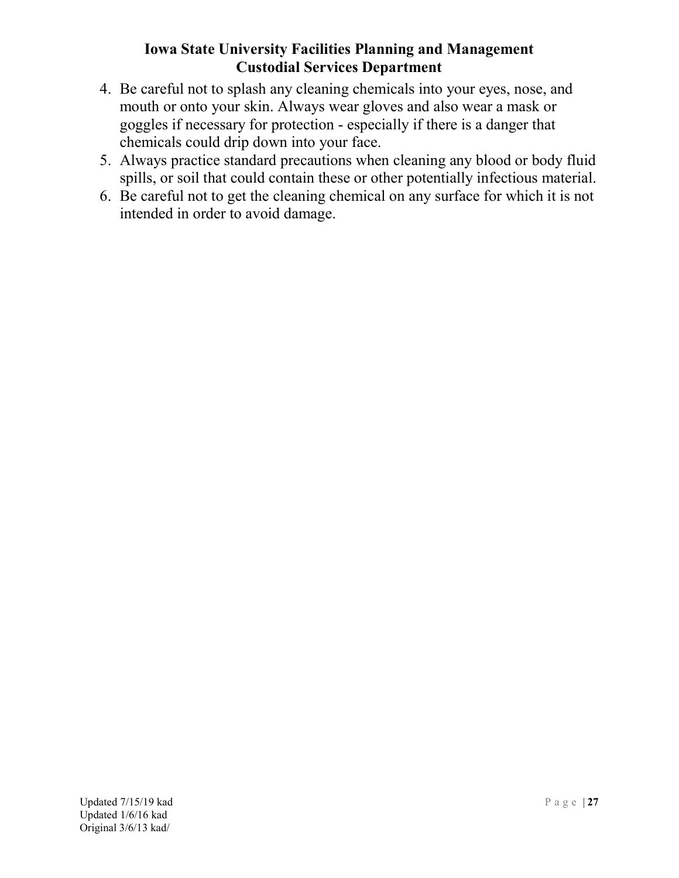4. Be careful not to splash any cleaning chemicals into your eyes, nose, and mouth or onto your skin. Always wear gloves and also wear a mask or goggles if necessary for protection - especially if there is a danger that chemicals could drip down into your face.
5. Always practice standard precautions when cleaning any blood or body fluid spills, or soil that could contain these or other potentially infectious material.
6. Be careful not to get the cleaning chemical on any surface for which it is not intended in order to avoid damage.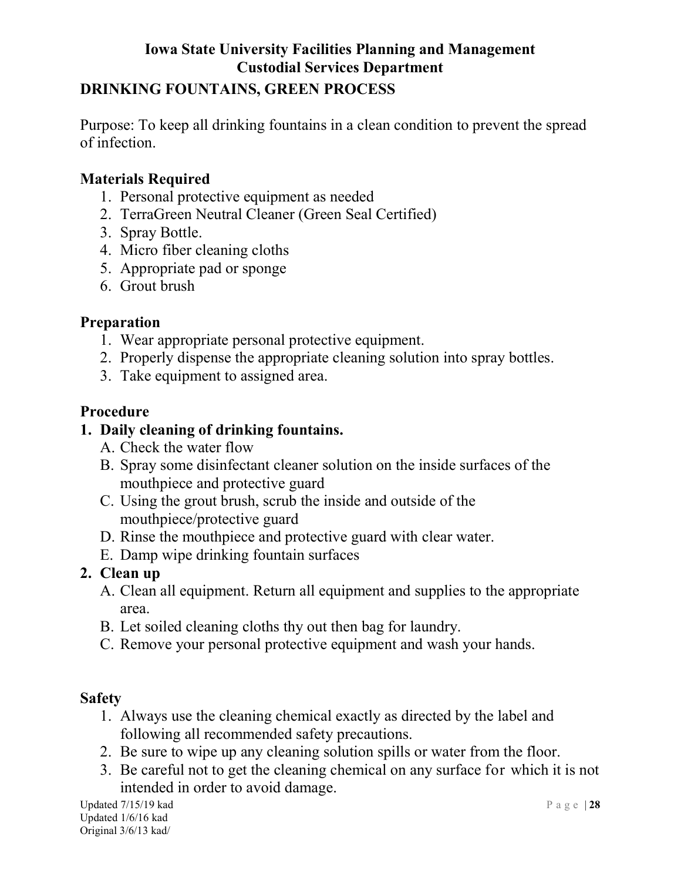**Iowa State University Facilities Planning and Management**
**Custodial Services Department**

## DRINKING FOUNTAINS, GREEN PROCESS

Purpose: To keep all drinking fountains in a clean condition to prevent the spread of infection.

### Materials Required

1. Personal protective equipment as needed
2. TerraGreen Neutral Cleaner (Green Seal Certified)
3. Spray Bottle.
4. Micro fiber cleaning cloths
5. Appropriate pad or sponge
6. Grout brush

### Preparation

1. Wear appropriate personal protective equipment.
2. Properly dispense the appropriate cleaning solution into spray bottles.
3. Take equipment to assigned area.

### Procedure

**1. Daily cleaning of drinking fountains.**

A. Check the water flow

B. Spray some disinfectant cleaner solution on the inside surfaces of the mouthpiece and protective guard

C. Using the grout brush, scrub the inside and outside of the mouthpiece/protective guard

D. Rinse the mouthpiece and protective guard with clear water.

E. Damp wipe drinking fountain surfaces

**2. Clean up**

A. Clean all equipment. Return all equipment and supplies to the appropriate area.

B. Let soiled cleaning cloths thy out then bag for laundry.

C. Remove your personal protective equipment and wash your hands.

### Safety

1. Always use the cleaning chemical exactly as directed by the label and following all recommended safety precautions.
2. Be sure to wipe up any cleaning solution spills or water from the floor.
3. Be careful not to get the cleaning chemical on any surface for which it is not intended in order to avoid damage.

Updated 7/15/19 kad
Updated 1/6/16 kad
Original 3/6/13 kad/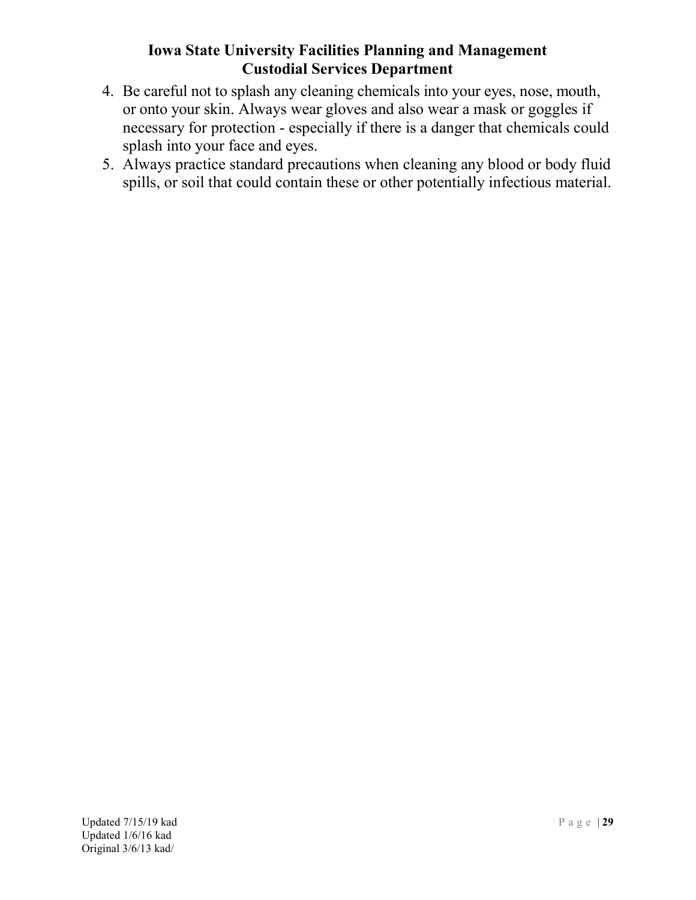4. Be careful not to splash any cleaning chemicals into your eyes, nose, mouth, or onto your skin. Always wear gloves and also wear a mask or goggles if necessary for protection - especially if there is a danger that chemicals could splash into your face and eyes.
5. Always practice standard precautions when cleaning any blood or body fluid spills, or soil that could contain these or other potentially infectious material.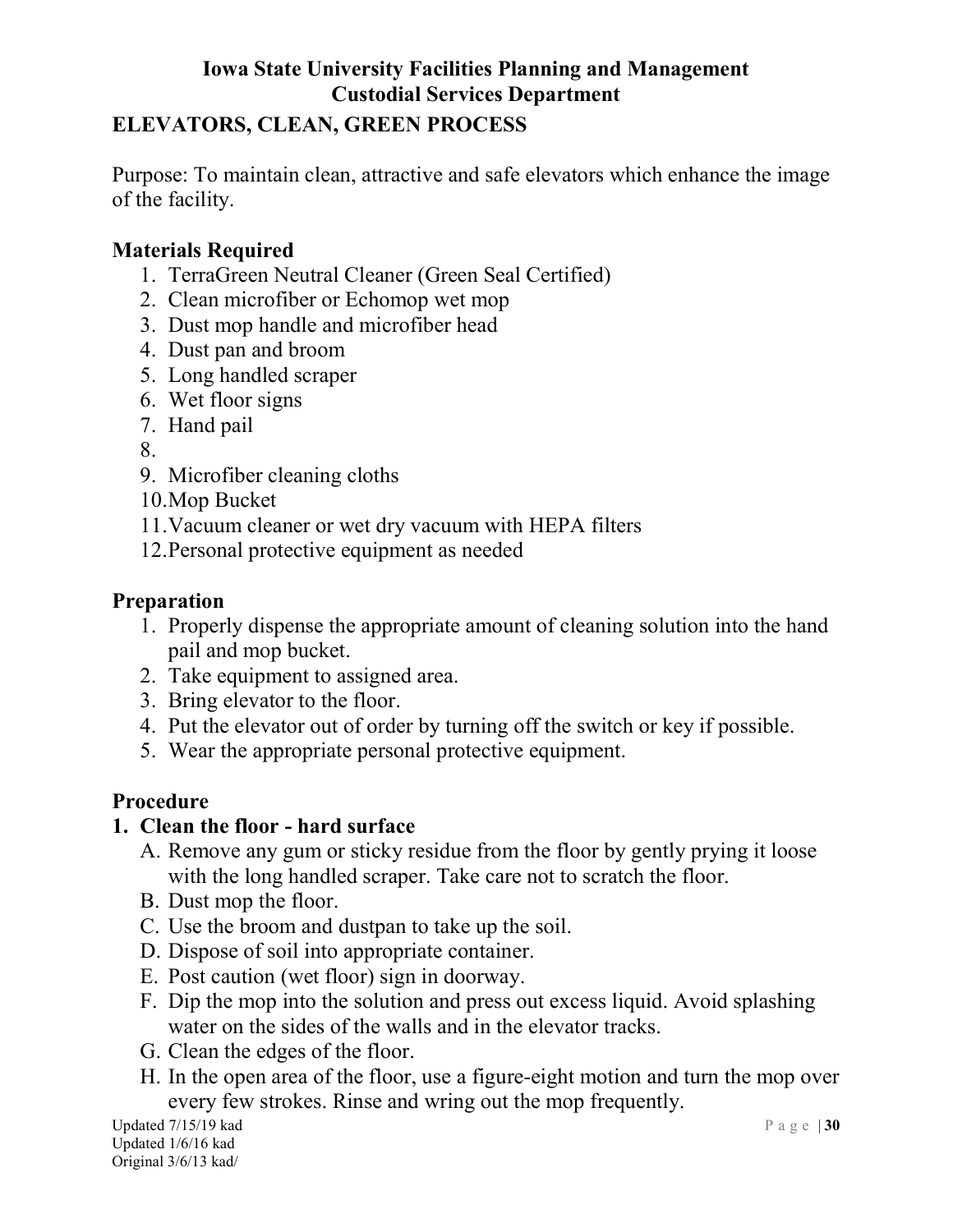**Iowa State University Facilities Planning and Management**
**Custodial Services Department**

## ELEVATORS, CLEAN, GREEN PROCESS

Purpose: To maintain clean, attractive and safe elevators which enhance the image of the facility.

### Materials Required

1. TerraGreen Neutral Cleaner (Green Seal Certified)
2. Clean microfiber or Echomop wet mop
3. Dust mop handle and microfiber head
4. Dust pan and broom
5. Long handled scraper
6. Wet floor signs
7. Hand pail
8. 
9. Microfiber cleaning cloths
10. Mop Bucket
11. Vacuum cleaner or wet dry vacuum with HEPA filters
12. Personal protective equipment as needed

### Preparation

1. Properly dispense the appropriate amount of cleaning solution into the hand pail and mop bucket.
2. Take equipment to assigned area.
3. Bring elevator to the floor.
4. Put the elevator out of order by turning off the switch or key if possible.
5. Wear the appropriate personal protective equipment.

### Procedure

**1. Clean the floor - hard surface**

A. Remove any gum or sticky residue from the floor by gently prying it loose with the long handled scraper. Take care not to scratch the floor.
B. Dust mop the floor.
C. Use the broom and dustpan to take up the soil.
D. Dispose of soil into appropriate container.
E. Post caution (wet floor) sign in doorway.
F. Dip the mop into the solution and press out excess liquid. Avoid splashing water on the sides of the walls and in the elevator tracks.
G. Clean the edges of the floor.
H. In the open area of the floor, use a figure-eight motion and turn the mop over every few strokes. Rinse and wring out the mop frequently.

Updated 7/15/19 kad
Updated 1/6/16 kad
Original 3/6/13 kad/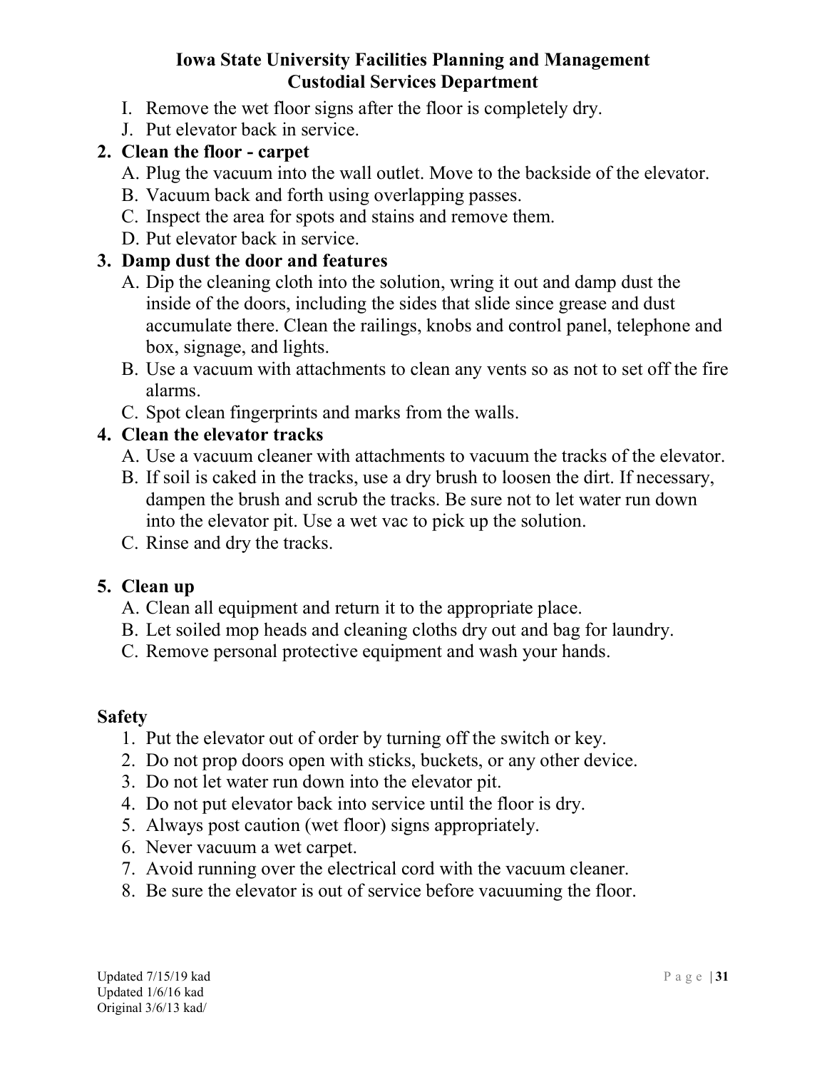I. Remove the wet floor signs after the floor is completely dry.
J. Put elevator back in service.

**2. Clean the floor - carpet**

A. Plug the vacuum into the wall outlet. Move to the backside of the elevator.
B. Vacuum back and forth using overlapping passes.
C. Inspect the area for spots and stains and remove them.
D. Put elevator back in service.

**3. Damp dust the door and features**

A. Dip the cleaning cloth into the solution, wring it out and damp dust the inside of the doors, including the sides that slide since grease and dust accumulate there. Clean the railings, knobs and control panel, telephone and box, signage, and lights.
B. Use a vacuum with attachments to clean any vents so as not to set off the fire alarms.
C. Spot clean fingerprints and marks from the walls.

**4. Clean the elevator tracks**

A. Use a vacuum cleaner with attachments to vacuum the tracks of the elevator.
B. If soil is caked in the tracks, use a dry brush to loosen the dirt. If necessary, dampen the brush and scrub the tracks. Be sure not to let water run down into the elevator pit. Use a wet vac to pick up the solution.
C. Rinse and dry the tracks.

**5. Clean up**

A. Clean all equipment and return it to the appropriate place.
B. Let soiled mop heads and cleaning cloths dry out and bag for laundry.
C. Remove personal protective equipment and wash your hands.

**Safety**

1. Put the elevator out of order by turning off the switch or key.
2. Do not prop doors open with sticks, buckets, or any other device.
3. Do not let water run down into the elevator pit.
4. Do not put elevator back into service until the floor is dry.
5. Always post caution (wet floor) signs appropriately.
6. Never vacuum a wet carpet.
7. Avoid running over the electrical cord with the vacuum cleaner.
8. Be sure the elevator is out of service before vacuuming the floor.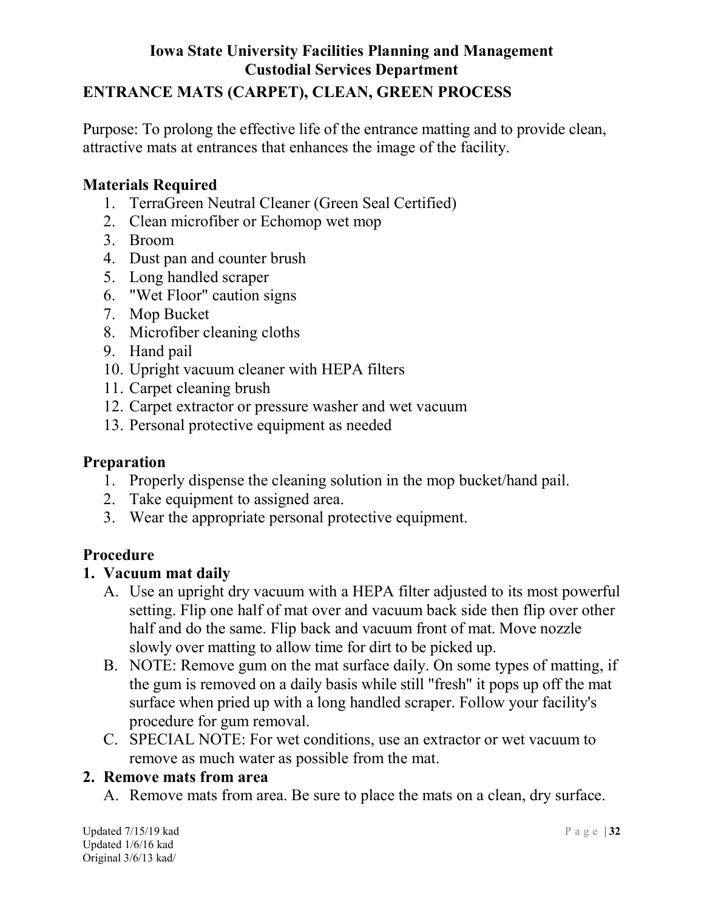# Iowa State University Facilities Planning and Management
# Custodial Services Department

## ENTRANCE MATS (CARPET), CLEAN, GREEN PROCESS

Purpose: To prolong the effective life of the entrance matting and to provide clean, attractive mats at entrances that enhances the image of the facility.

### Materials Required

1. TerraGreen Neutral Cleaner (Green Seal Certified)
2. Clean microfiber or Echomop wet mop
3. Broom
4. Dust pan and counter brush
5. Long handled scraper
6. "Wet Floor" caution signs
7. Mop Bucket
8. Microfiber cleaning cloths
9. Hand pail
10. Upright vacuum cleaner with HEPA filters
11. Carpet cleaning brush
12. Carpet extractor or pressure washer and wet vacuum
13. Personal protective equipment as needed

### Preparation

1. Properly dispense the cleaning solution in the mop bucket/hand pail.
2. Take equipment to assigned area.
3. Wear the appropriate personal protective equipment.

### Procedure

**1. Vacuum mat daily**

A. Use an upright dry vacuum with a HEPA filter adjusted to its most powerful setting. Flip one half of mat over and vacuum back side then flip over other half and do the same. Flip back and vacuum front of mat. Move nozzle slowly over matting to allow time for dirt to be picked up.

B. NOTE: Remove gum on the mat surface daily. On some types of matting, if the gum is removed on a daily basis while still "fresh" it pops up off the mat surface when pried up with a long handled scraper. Follow your facility's procedure for gum removal.

C. SPECIAL NOTE: For wet conditions, use an extractor or wet vacuum to remove as much water as possible from the mat.

**2. Remove mats from area**

A. Remove mats from area. Be sure to place the mats on a clean, dry surface.

Updated 7/15/19 kad
Updated 1/6/16 kad
Original 3/6/13 kad/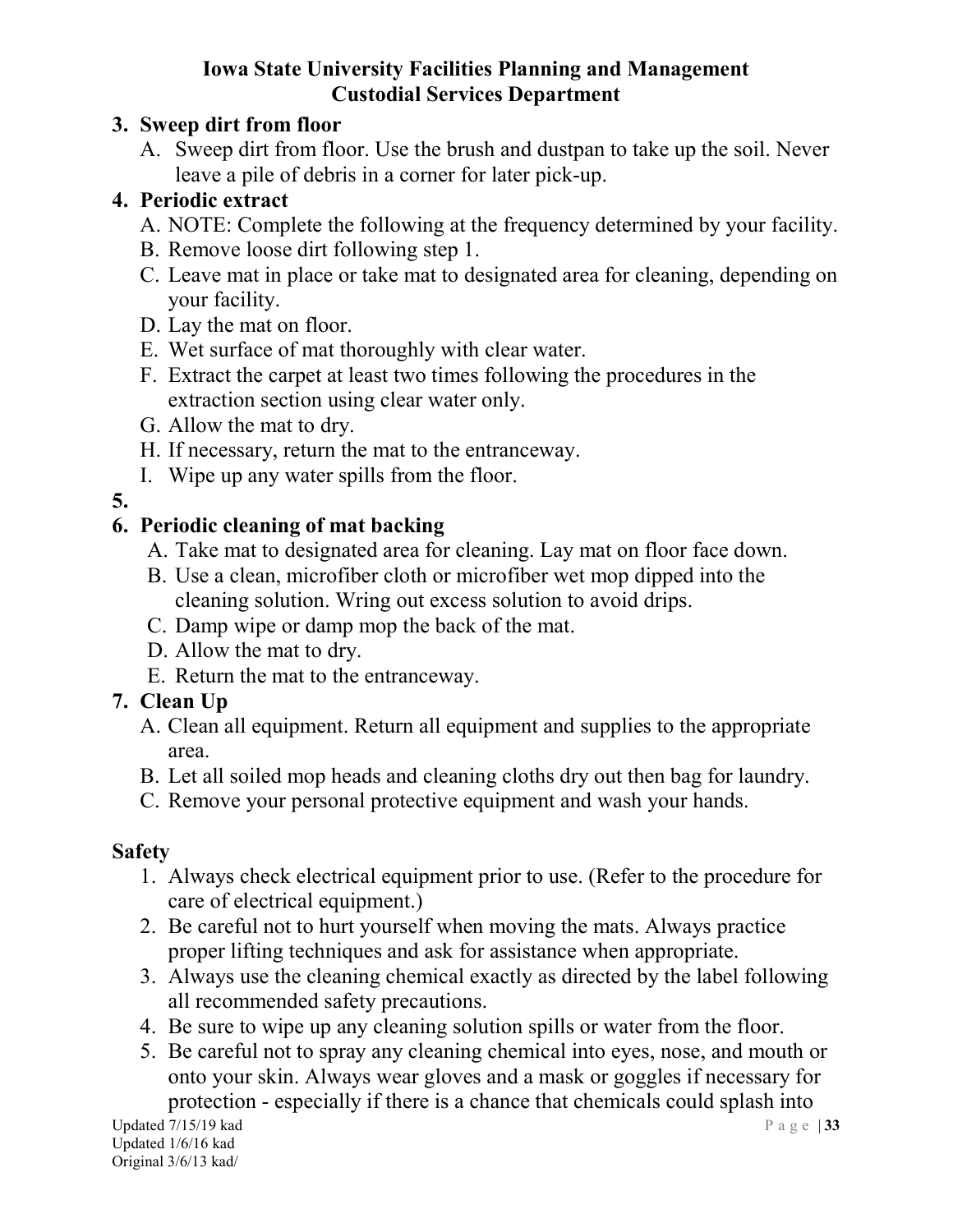**Iowa State University Facilities Planning and Management**
**Custodial Services Department**

3. **Sweep dirt from floor**
   A. Sweep dirt from floor. Use the brush and dustpan to take up the soil. Never leave a pile of debris in a corner for later pick-up.
4. **Periodic extract**
   A. NOTE: Complete the following at the frequency determined by your facility.
   B. Remove loose dirt following step 1.
   C. Leave mat in place or take mat to designated area for cleaning, depending on your facility.
   D. Lay the mat on floor.
   E. Wet surface of mat thoroughly with clear water.
   F. Extract the carpet at least two times following the procedures in the extraction section using clear water only.
   G. Allow the mat to dry.
   H. If necessary, return the mat to the entranceway.
   I. Wipe up any water spills from the floor.
5. 
6. **Periodic cleaning of mat backing**
   A. Take mat to designated area for cleaning. Lay mat on floor face down.
   B. Use a clean, microfiber cloth or microfiber wet mop dipped into the cleaning solution. Wring out excess solution to avoid drips.
   C. Damp wipe or damp mop the back of the mat.
   D. Allow the mat to dry.
   E. Return the mat to the entranceway.
7. **Clean Up**
   A. Clean all equipment. Return all equipment and supplies to the appropriate area.
   B. Let all soiled mop heads and cleaning cloths dry out then bag for laundry.
   C. Remove your personal protective equipment and wash your hands.

**Safety**

1. Always check electrical equipment prior to use. (Refer to the procedure for care of electrical equipment.)
2. Be careful not to hurt yourself when moving the mats. Always practice proper lifting techniques and ask for assistance when appropriate.
3. Always use the cleaning chemical exactly as directed by the label following all recommended safety precautions.
4. Be sure to wipe up any cleaning solution spills or water from the floor.
5. Be careful not to spray any cleaning chemical into eyes, nose, and mouth or onto your skin. Always wear gloves and a mask or goggles if necessary for protection - especially if there is a chance that chemicals could splash into

Updated 7/15/19 kad
Updated 1/6/16 kad
Original 3/6/13 kad/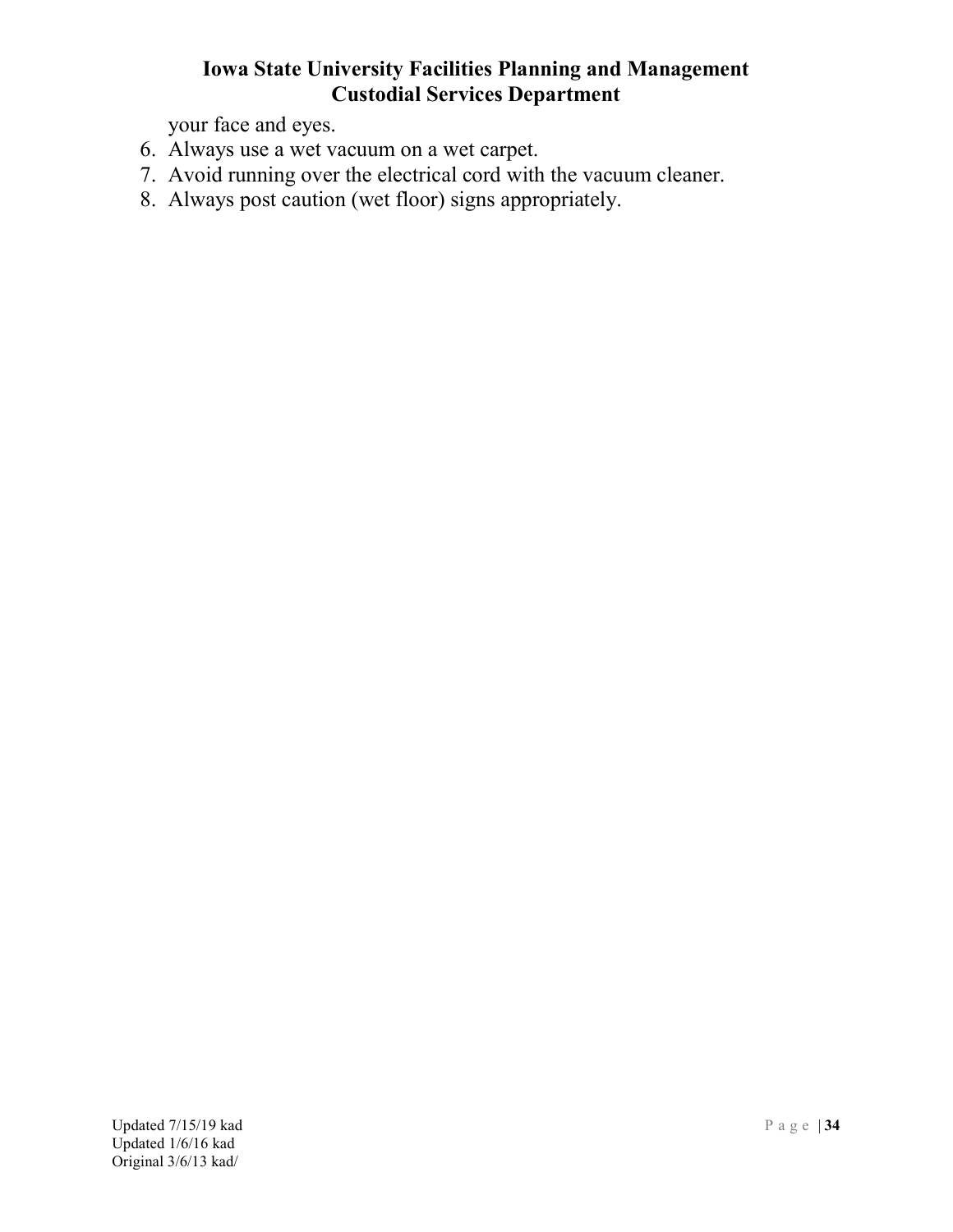your face and eyes.

6. Always use a wet vacuum on a wet carpet.
7. Avoid running over the electrical cord with the vacuum cleaner.
8. Always post caution (wet floor) signs appropriately.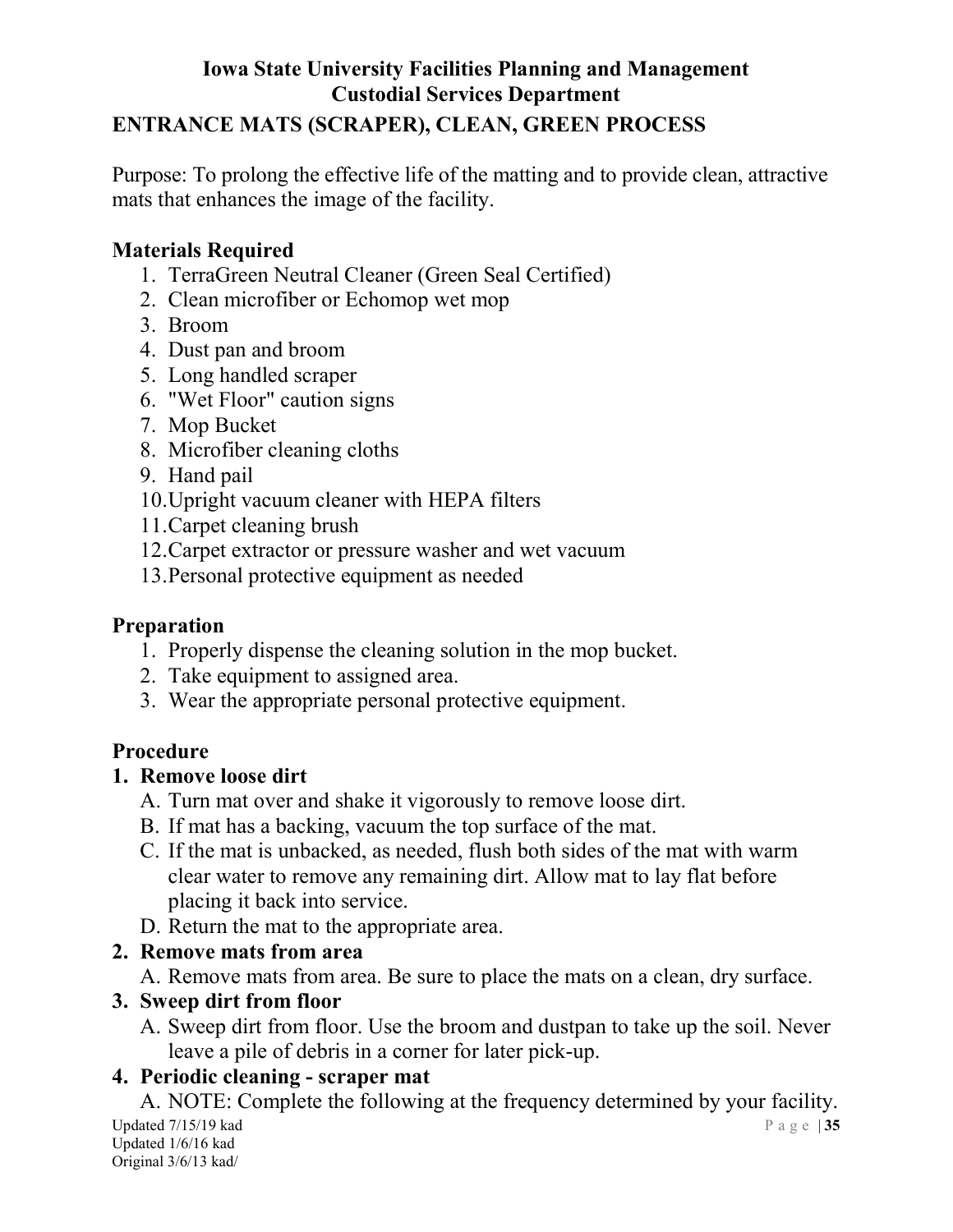**Iowa State University Facilities Planning and Management**
**Custodial Services Department**

## ENTRANCE MATS (SCRAPER), CLEAN, GREEN PROCESS

Purpose: To prolong the effective life of the matting and to provide clean, attractive mats that enhances the image of the facility.

### Materials Required

1. TerraGreen Neutral Cleaner (Green Seal Certified)
2. Clean microfiber or Echomop wet mop
3. Broom
4. Dust pan and broom
5. Long handled scraper
6. "Wet Floor" caution signs
7. Mop Bucket
8. Microfiber cleaning cloths
9. Hand pail
10. Upright vacuum cleaner with HEPA filters
11. Carpet cleaning brush
12. Carpet extractor or pressure washer and wet vacuum
13. Personal protective equipment as needed

### Preparation

1. Properly dispense the cleaning solution in the mop bucket.
2. Take equipment to assigned area.
3. Wear the appropriate personal protective equipment.

### Procedure

**1. Remove loose dirt**

A. Turn mat over and shake it vigorously to remove loose dirt.
B. If mat has a backing, vacuum the top surface of the mat.
C. If the mat is unbacked, as needed, flush both sides of the mat with warm clear water to remove any remaining dirt. Allow mat to lay flat before placing it back into service.
D. Return the mat to the appropriate area.

**2. Remove mats from area**

A. Remove mats from area. Be sure to place the mats on a clean, dry surface.

**3. Sweep dirt from floor**

A. Sweep dirt from floor. Use the broom and dustpan to take up the soil. Never leave a pile of debris in a corner for later pick-up.

**4. Periodic cleaning - scraper mat**

A. NOTE: Complete the following at the frequency determined by your facility.

Updated 7/15/19 kad
Updated 1/6/16 kad
Original 3/6/13 kad/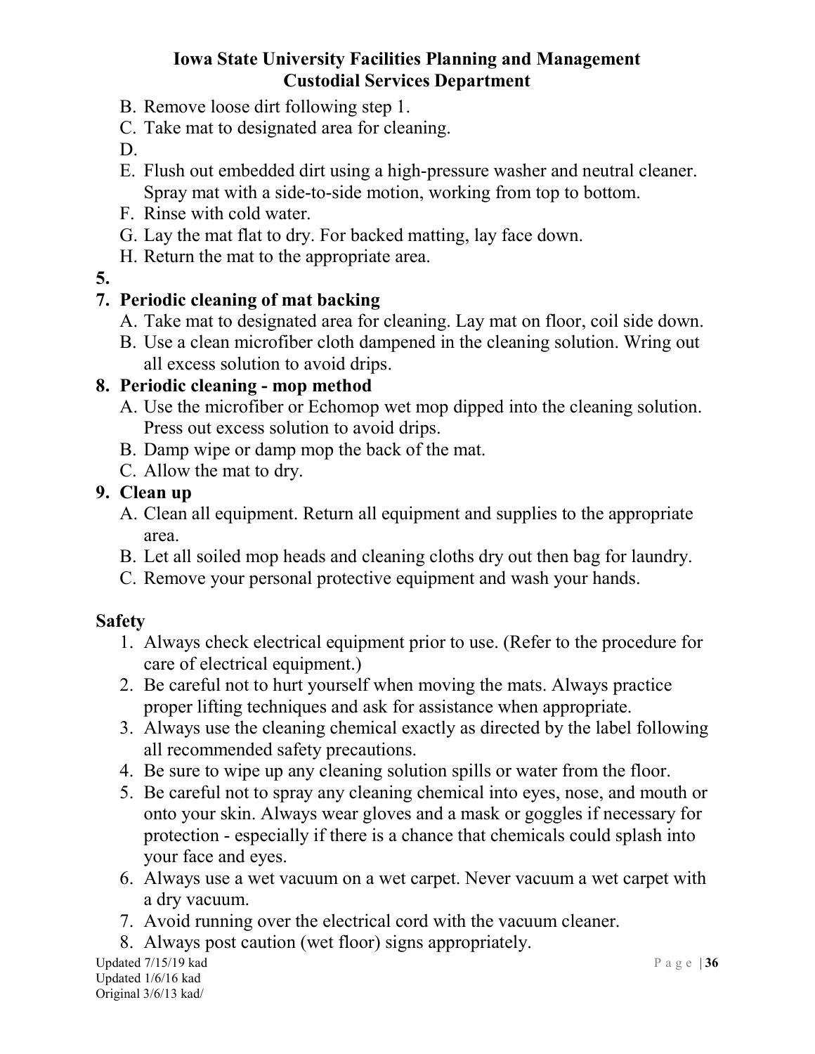B. Remove loose dirt following step 1.
C. Take mat to designated area for cleaning.
D.
E. Flush out embedded dirt using a high-pressure washer and neutral cleaner. Spray mat with a side-to-side motion, working from top to bottom.
F. Rinse with cold water.
G. Lay the mat flat to dry. For backed matting, lay face down.
H. Return the mat to the appropriate area.

**5.**

**7. Periodic cleaning of mat backing**

A. Take mat to designated area for cleaning. Lay mat on floor, coil side down.
B. Use a clean microfiber cloth dampened in the cleaning solution. Wring out all excess solution to avoid drips.

**8. Periodic cleaning - mop method**

A. Use the microfiber or Echomop wet mop dipped into the cleaning solution. Press out excess solution to avoid drips.
B. Damp wipe or damp mop the back of the mat.
C. Allow the mat to dry.

**9. Clean up**

A. Clean all equipment. Return all equipment and supplies to the appropriate area.
B. Let all soiled mop heads and cleaning cloths dry out then bag for laundry.
C. Remove your personal protective equipment and wash your hands.

## Safety

1. Always check electrical equipment prior to use. (Refer to the procedure for care of electrical equipment.)
2. Be careful not to hurt yourself when moving the mats. Always practice proper lifting techniques and ask for assistance when appropriate.
3. Always use the cleaning chemical exactly as directed by the label following all recommended safety precautions.
4. Be sure to wipe up any cleaning solution spills or water from the floor.
5. Be careful not to spray any cleaning chemical into eyes, nose, and mouth or onto your skin. Always wear gloves and a mask or goggles if necessary for protection - especially if there is a chance that chemicals could splash into your face and eyes.
6. Always use a wet vacuum on a wet carpet. Never vacuum a wet carpet with a dry vacuum.
7. Avoid running over the electrical cord with the vacuum cleaner.
8. Always post caution (wet floor) signs appropriately.

Updated 7/15/19 kad
Updated 1/6/16 kad
Original 3/6/13 kad/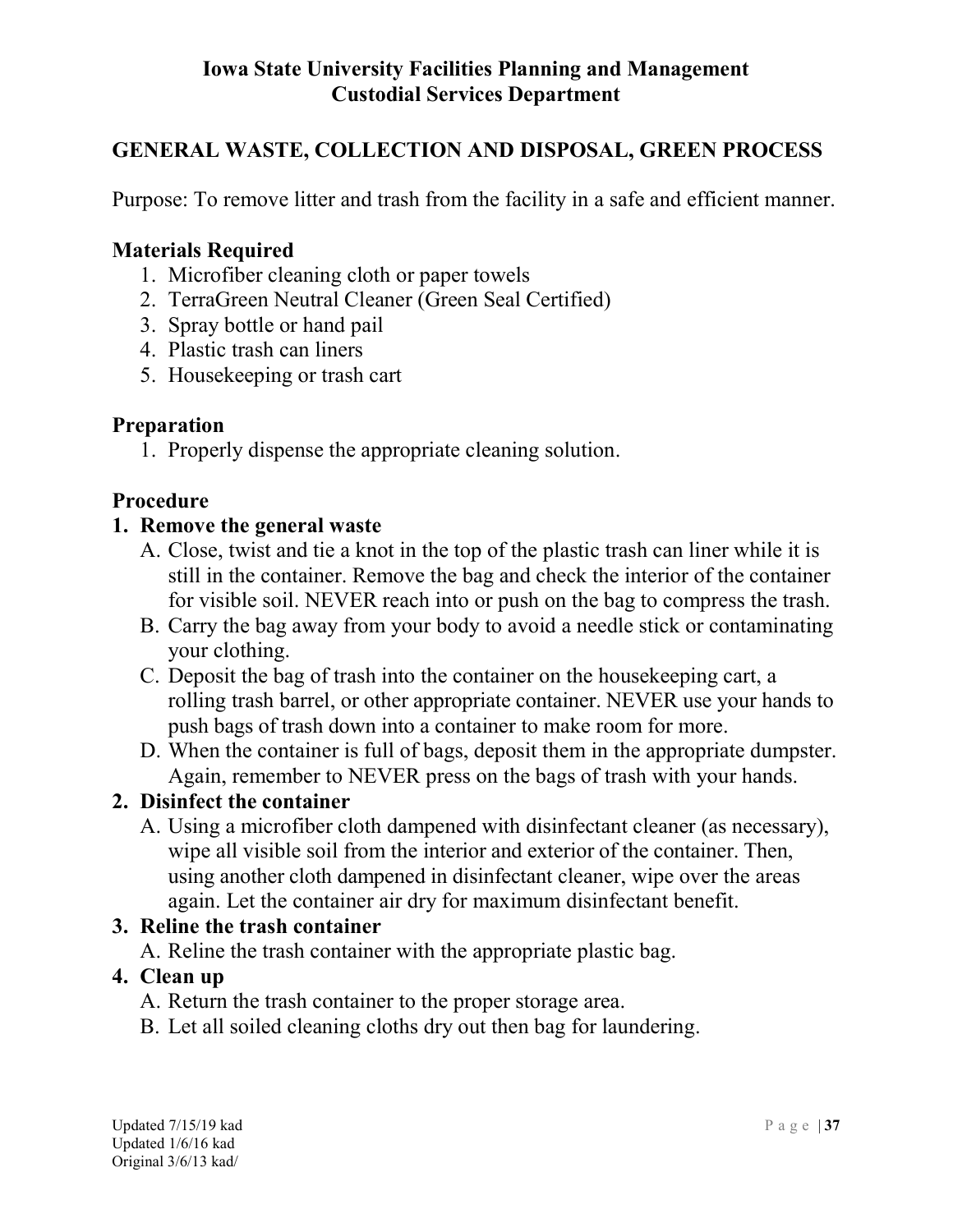**Iowa State University Facilities Planning and Management**
**Custodial Services Department**

## GENERAL WASTE, COLLECTION AND DISPOSAL, GREEN PROCESS

Purpose: To remove litter and trash from the facility in a safe and efficient manner.

### Materials Required

1. Microfiber cleaning cloth or paper towels
2. TerraGreen Neutral Cleaner (Green Seal Certified)
3. Spray bottle or hand pail
4. Plastic trash can liners
5. Housekeeping or trash cart

### Preparation

1. Properly dispense the appropriate cleaning solution.

### Procedure

**1. Remove the general waste**

A. Close, twist and tie a knot in the top of the plastic trash can liner while it is still in the container. Remove the bag and check the interior of the container for visible soil. NEVER reach into or push on the bag to compress the trash.

B. Carry the bag away from your body to avoid a needle stick or contaminating your clothing.

C. Deposit the bag of trash into the container on the housekeeping cart, a rolling trash barrel, or other appropriate container. NEVER use your hands to push bags of trash down into a container to make room for more.

D. When the container is full of bags, deposit them in the appropriate dumpster. Again, remember to NEVER press on the bags of trash with your hands.

**2. Disinfect the container**

A. Using a microfiber cloth dampened with disinfectant cleaner (as necessary), wipe all visible soil from the interior and exterior of the container. Then, using another cloth dampened in disinfectant cleaner, wipe over the areas again. Let the container air dry for maximum disinfectant benefit.

**3. Reline the trash container**

A. Reline the trash container with the appropriate plastic bag.

**4. Clean up**

A. Return the trash container to the proper storage area.

B. Let all soiled cleaning cloths dry out then bag for laundering.

Updated 7/15/19 kad
Updated 1/6/16 kad
Original 3/6/13 kad/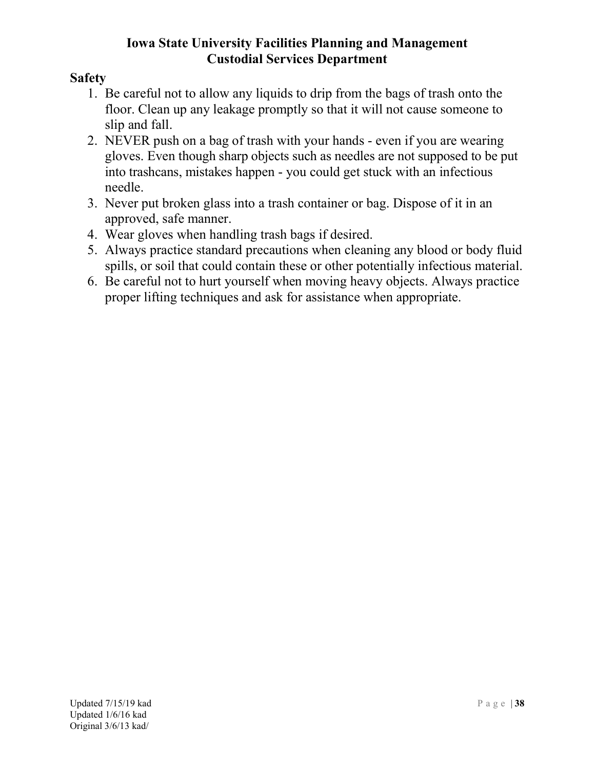## Safety

1. Be careful not to allow any liquids to drip from the bags of trash onto the floor. Clean up any leakage promptly so that it will not cause someone to slip and fall.
2. NEVER push on a bag of trash with your hands - even if you are wearing gloves. Even though sharp objects such as needles are not supposed to be put into trashcans, mistakes happen - you could get stuck with an infectious needle.
3. Never put broken glass into a trash container or bag. Dispose of it in an approved, safe manner.
4. Wear gloves when handling trash bags if desired.
5. Always practice standard precautions when cleaning any blood or body fluid spills, or soil that could contain these or other potentially infectious material.
6. Be careful not to hurt yourself when moving heavy objects. Always practice proper lifting techniques and ask for assistance when appropriate.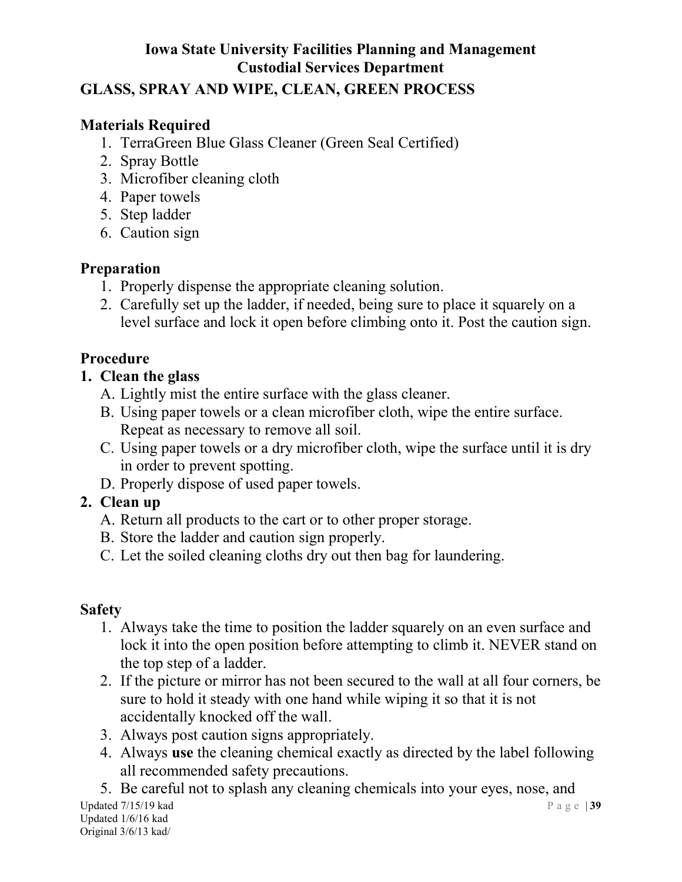**Iowa State University Facilities Planning and Management**
**Custodial Services Department**

## GLASS, SPRAY AND WIPE, CLEAN, GREEN PROCESS

### Materials Required

1. TerraGreen Blue Glass Cleaner (Green Seal Certified)
2. Spray Bottle
3. Microfiber cleaning cloth
4. Paper towels
5. Step ladder
6. Caution sign

### Preparation

1. Properly dispense the appropriate cleaning solution.
2. Carefully set up the ladder, if needed, being sure to place it squarely on a level surface and lock it open before climbing onto it. Post the caution sign.

### Procedure

**1. Clean the glass**

A. Lightly mist the entire surface with the glass cleaner.
B. Using paper towels or a clean microfiber cloth, wipe the entire surface. Repeat as necessary to remove all soil.
C. Using paper towels or a dry microfiber cloth, wipe the surface until it is dry in order to prevent spotting.
D. Properly dispose of used paper towels.

**2. Clean up**

A. Return all products to the cart or to other proper storage.
B. Store the ladder and caution sign properly.
C. Let the soiled cleaning cloths dry out then bag for laundering.

### Safety

1. Always take the time to position the ladder squarely on an even surface and lock it into the open position before attempting to climb it. NEVER stand on the top step of a ladder.
2. If the picture or mirror has not been secured to the wall at all four corners, be sure to hold it steady with one hand while wiping it so that it is not accidentally knocked off the wall.
3. Always post caution signs appropriately.
4. Always **use** the cleaning chemical exactly as directed by the label following all recommended safety precautions.
5. Be careful not to splash any cleaning chemicals into your eyes, nose, and

Updated 7/15/19 kad
Updated 1/6/16 kad
Original 3/6/13 kad/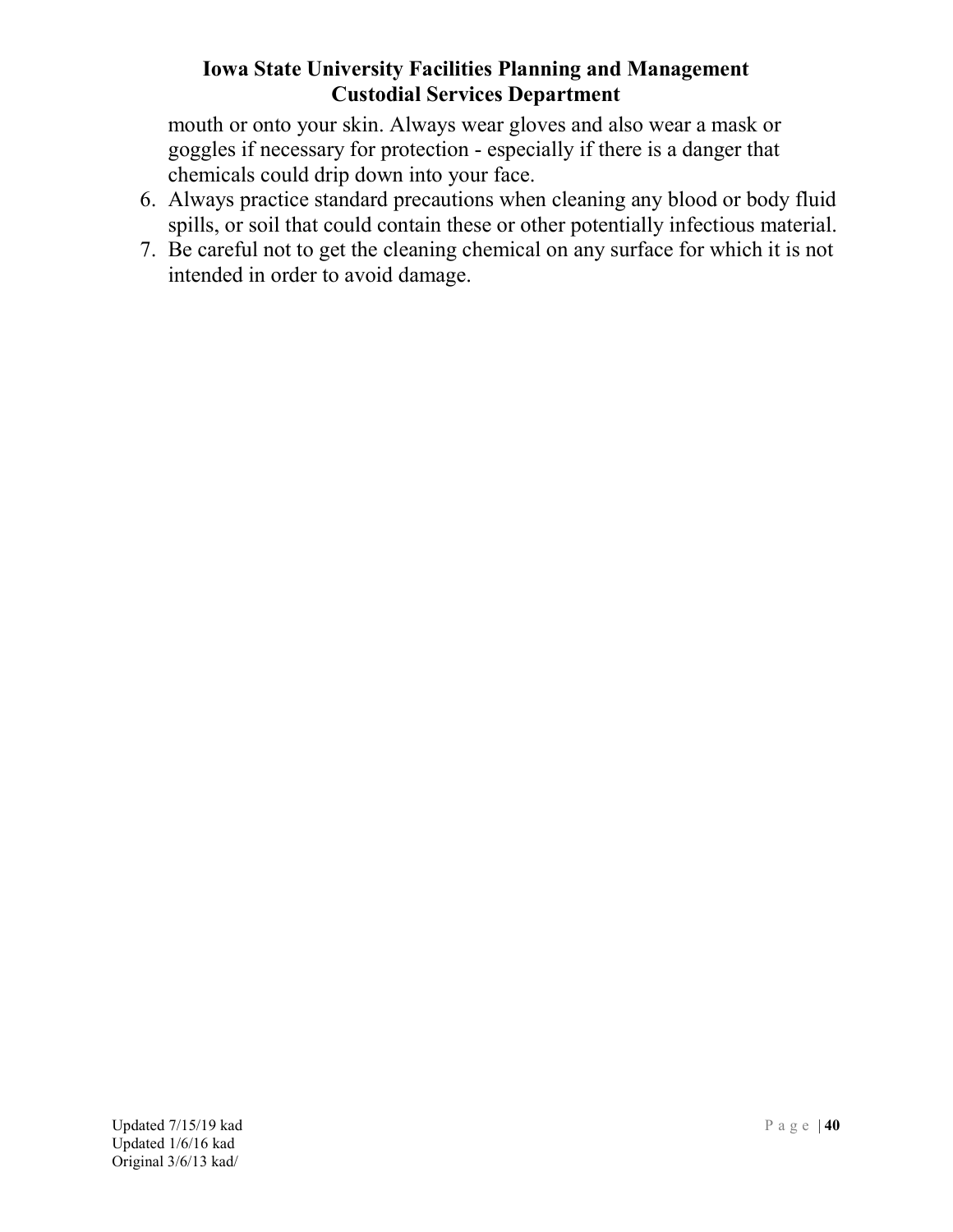mouth or onto your skin. Always wear gloves and also wear a mask or goggles if necessary for protection - especially if there is a danger that chemicals could drip down into your face.

6. Always practice standard precautions when cleaning any blood or body fluid spills, or soil that could contain these or other potentially infectious material.
7. Be careful not to get the cleaning chemical on any surface for which it is not intended in order to avoid damage.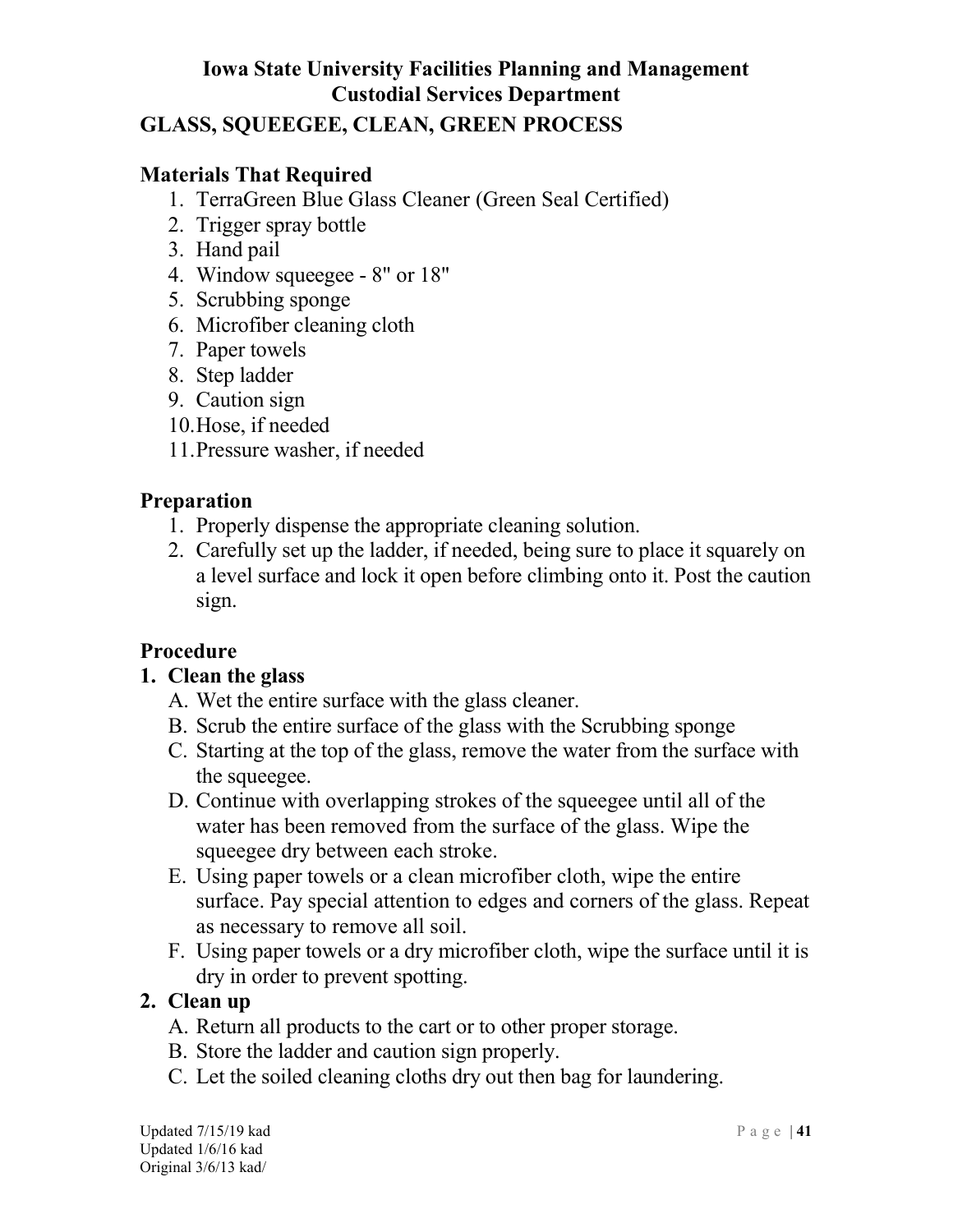**Iowa State University Facilities Planning and Management**
**Custodial Services Department**

## GLASS, SQUEEGEE, CLEAN, GREEN PROCESS

### Materials That Required

1. TerraGreen Blue Glass Cleaner (Green Seal Certified)
2. Trigger spray bottle
3. Hand pail
4. Window squeegee - 8" or 18"
5. Scrubbing sponge
6. Microfiber cleaning cloth
7. Paper towels
8. Step ladder
9. Caution sign
10. Hose, if needed
11. Pressure washer, if needed

### Preparation

1. Properly dispense the appropriate cleaning solution.
2. Carefully set up the ladder, if needed, being sure to place it squarely on a level surface and lock it open before climbing onto it. Post the caution sign.

### Procedure

**1. Clean the glass**

A. Wet the entire surface with the glass cleaner.
B. Scrub the entire surface of the glass with the Scrubbing sponge
C. Starting at the top of the glass, remove the water from the surface with the squeegee.
D. Continue with overlapping strokes of the squeegee until all of the water has been removed from the surface of the glass. Wipe the squeegee dry between each stroke.
E. Using paper towels or a clean microfiber cloth, wipe the entire surface. Pay special attention to edges and corners of the glass. Repeat as necessary to remove all soil.
F. Using paper towels or a dry microfiber cloth, wipe the surface until it is dry in order to prevent spotting.

**2. Clean up**

A. Return all products to the cart or to other proper storage.
B. Store the ladder and caution sign properly.
C. Let the soiled cleaning cloths dry out then bag for laundering.

Updated 7/15/19 kad
Updated 1/6/16 kad
Original 3/6/13 kad/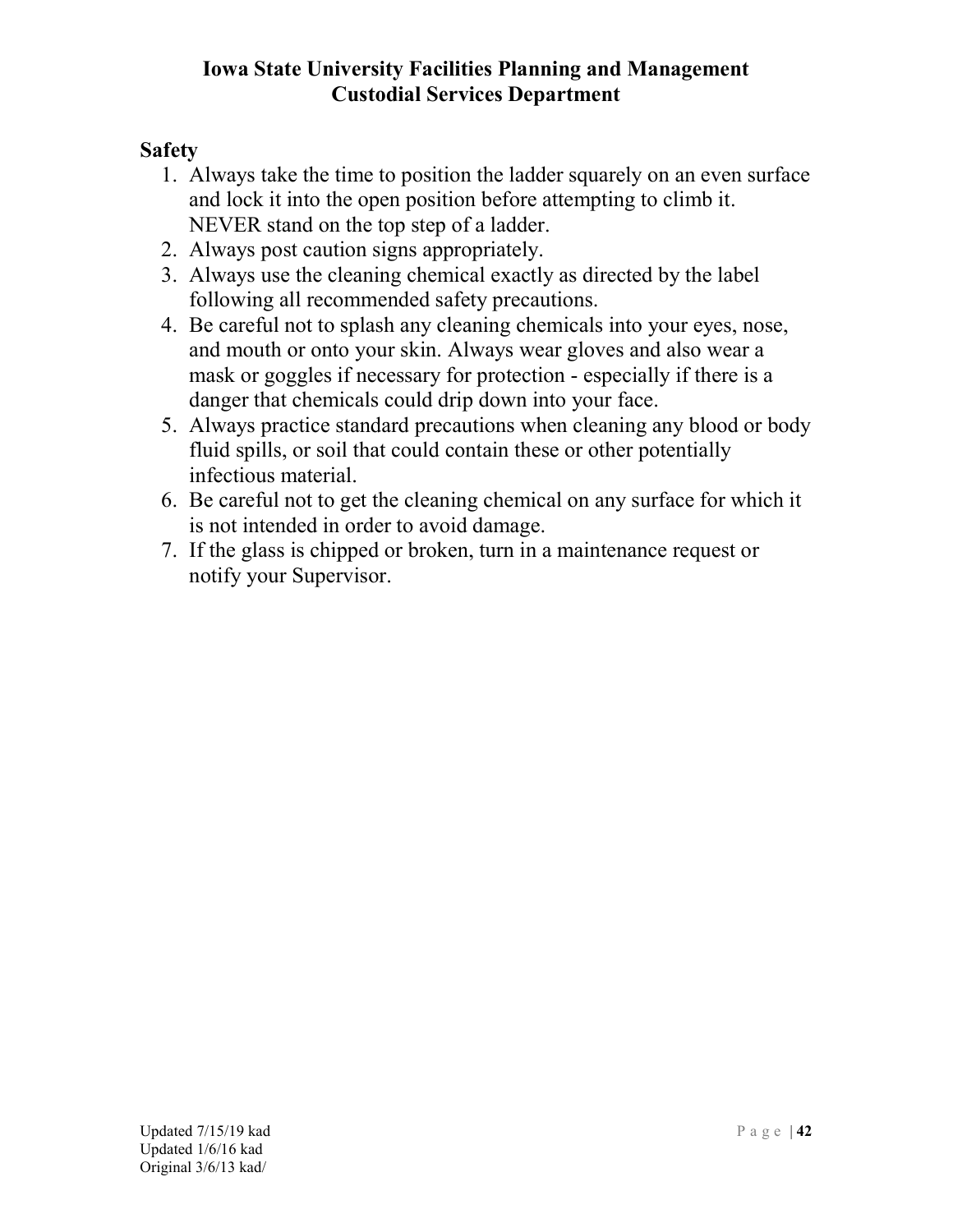**Safety**

1. Always take the time to position the ladder squarely on an even surface and lock it into the open position before attempting to climb it. NEVER stand on the top step of a ladder.
2. Always post caution signs appropriately.
3. Always use the cleaning chemical exactly as directed by the label following all recommended safety precautions.
4. Be careful not to splash any cleaning chemicals into your eyes, nose, and mouth or onto your skin. Always wear gloves and also wear a mask or goggles if necessary for protection - especially if there is a danger that chemicals could drip down into your face.
5. Always practice standard precautions when cleaning any blood or body fluid spills, or soil that could contain these or other potentially infectious material.
6. Be careful not to get the cleaning chemical on any surface for which it is not intended in order to avoid damage.
7. If the glass is chipped or broken, turn in a maintenance request or notify your Supervisor.